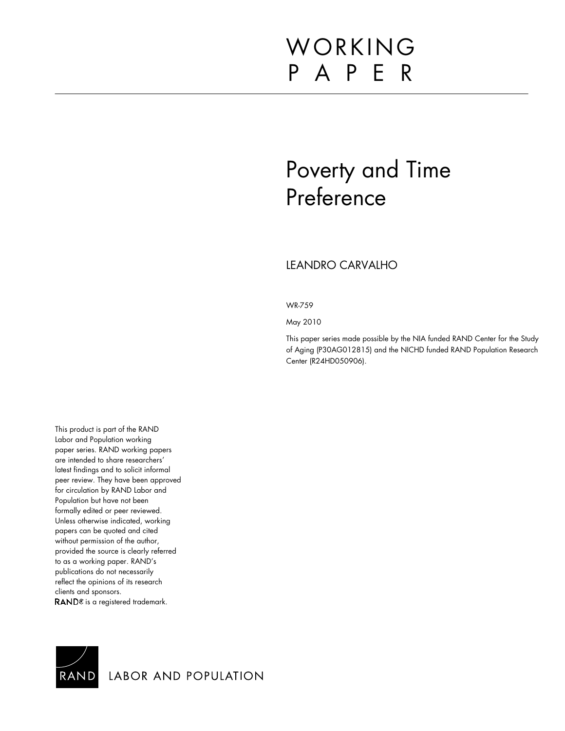# WORKING PAPER

# Poverty and Time Preference

LEANDRO CARVALHO

WR-759

May 2010

This paper series made possible by the NIA funded RAND Center for the Study of Aging (P30AG012815) and the NICHD funded RAND Population Research Center (R24HD050906).

This product is part of the RAND Labor and Population working paper series. RAND working papers are intended to share researchers' latest findings and to solicit informal peer review. They have been approved for circulation by RAND Labor and Population but have not been formally edited or peer reviewed. Unless otherwise indicated, working papers can be quoted and cited without permission of the author, provided the source is clearly referred to as a working paper. RAND's publications do not necessarily reflect the opinions of its research clients and sponsors. RAND® is a registered trademark.

RAND LABOR AND POPULATION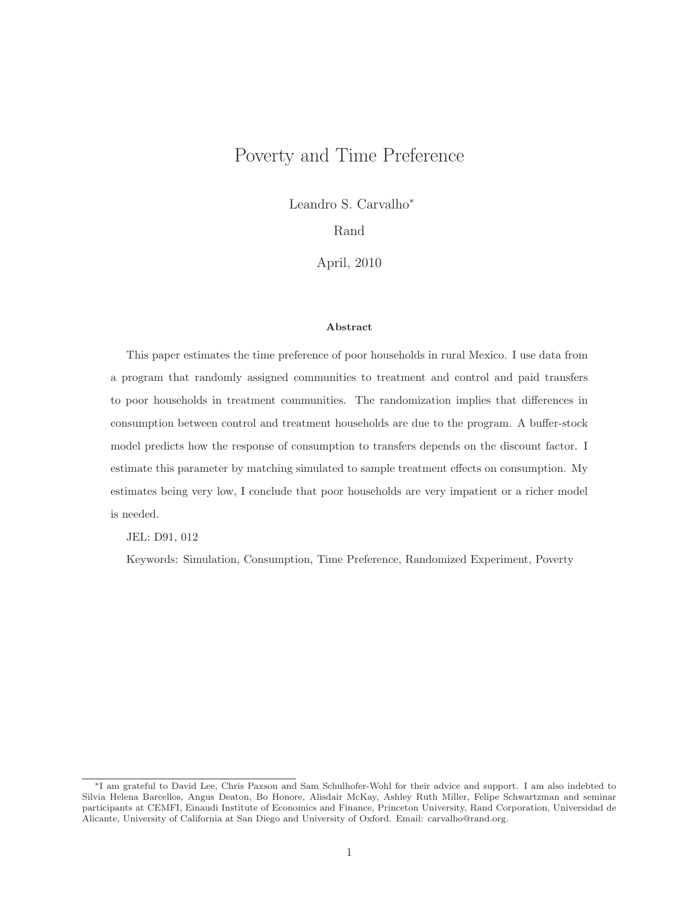# Poverty and Time Preference

Leandro S. Carvalho*

Rand

April, 2010

**Abstract**

This paper estimates the time preference of poor households in rural Mexico. I use data from a program that randomly assigned communities to treatment and control and paid transfers to poor households in treatment communities. The randomization implies that differences in consumption between control and treatment households are due to the program. A buffer-stock model predicts how the response of consumption to transfers depends on the discount factor. I estimate this parameter by matching simulated to sample treatment effects on consumption. My estimates being very low, I conclude that poor households are very impatient or a richer model is needed.

JEL: D91, 012

Keywords: Simulation, Consumption, Time Preference, Randomized Experiment, Poverty

*I am grateful to David Lee, Chris Paxson and Sam Schulhofer-Wohl for their advice and support. I am also indebted to Silvia Helena Barcellos, Angus Deaton, Bo Honore, Alisdair McKay, Ashley Ruth Miller, Felipe Schwartzman and seminar participants at CEMFI, Einaudi Institute of Economics and Finance, Princeton University, Rand Corporation, Universidad de Alicante, University of California at San Diego and University of Oxford. Email: carvalho@rand.org.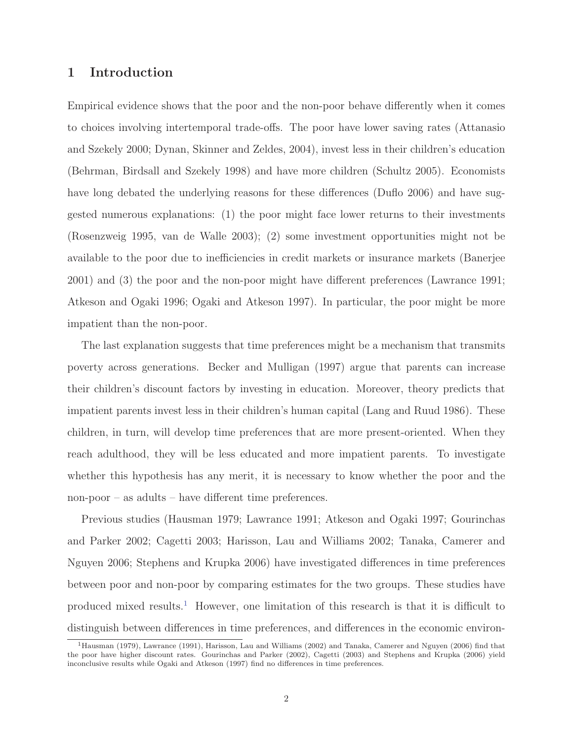# 1 Introduction

Empirical evidence shows that the poor and the non-poor behave differently when it comes to choices involving intertemporal trade-offs. The poor have lower saving rates (Attanasio and Szekely 2000; Dynan, Skinner and Zeldes, 2004), invest less in their children's education (Behrman, Birdsall and Szekely 1998) and have more children (Schultz 2005). Economists have long debated the underlying reasons for these differences (Duflo 2006) and have suggested numerous explanations: (1) the poor might face lower returns to their investments (Rosenzweig 1995, van de Walle 2003); (2) some investment opportunities might not be available to the poor due to inefficiencies in credit markets or insurance markets (Banerjee 2001) and (3) the poor and the non-poor might have different preferences (Lawrance 1991; Atkeson and Ogaki 1996; Ogaki and Atkeson 1997). In particular, the poor might be more impatient than the non-poor.

The last explanation suggests that time preferences might be a mechanism that transmits poverty across generations. Becker and Mulligan (1997) argue that parents can increase their children's discount factors by investing in education. Moreover, theory predicts that impatient parents invest less in their children's human capital (Lang and Ruud 1986). These children, in turn, will develop time preferences that are more present-oriented. When they reach adulthood, they will be less educated and more impatient parents. To investigate whether this hypothesis has any merit, it is necessary to know whether the poor and the non-poor – as adults – have different time preferences.

Previous studies (Hausman 1979; Lawrance 1991; Atkeson and Ogaki 1997; Gourinchas and Parker 2002; Cagetti 2003; Harisson, Lau and Williams 2002; Tanaka, Camerer and Nguyen 2006; Stephens and Krupka 2006) have investigated differences in time preferences between poor and non-poor by comparing estimates for the two groups. These studies have produced mixed results.[1] However, one limitation of this research is that it is difficult to distinguish between differences in time preferences, and differences in the economic environ-

[1] Hausman (1979), Lawrance (1991), Harisson, Lau and Williams (2002) and Tanaka, Camerer and Nguyen (2006) find that the poor have higher discount rates. Gourinchas and Parker (2002), Cagetti (2003) and Stephens and Krupka (2006) yield inconclusive results while Ogaki and Atkeson (1997) find no differences in time preferences.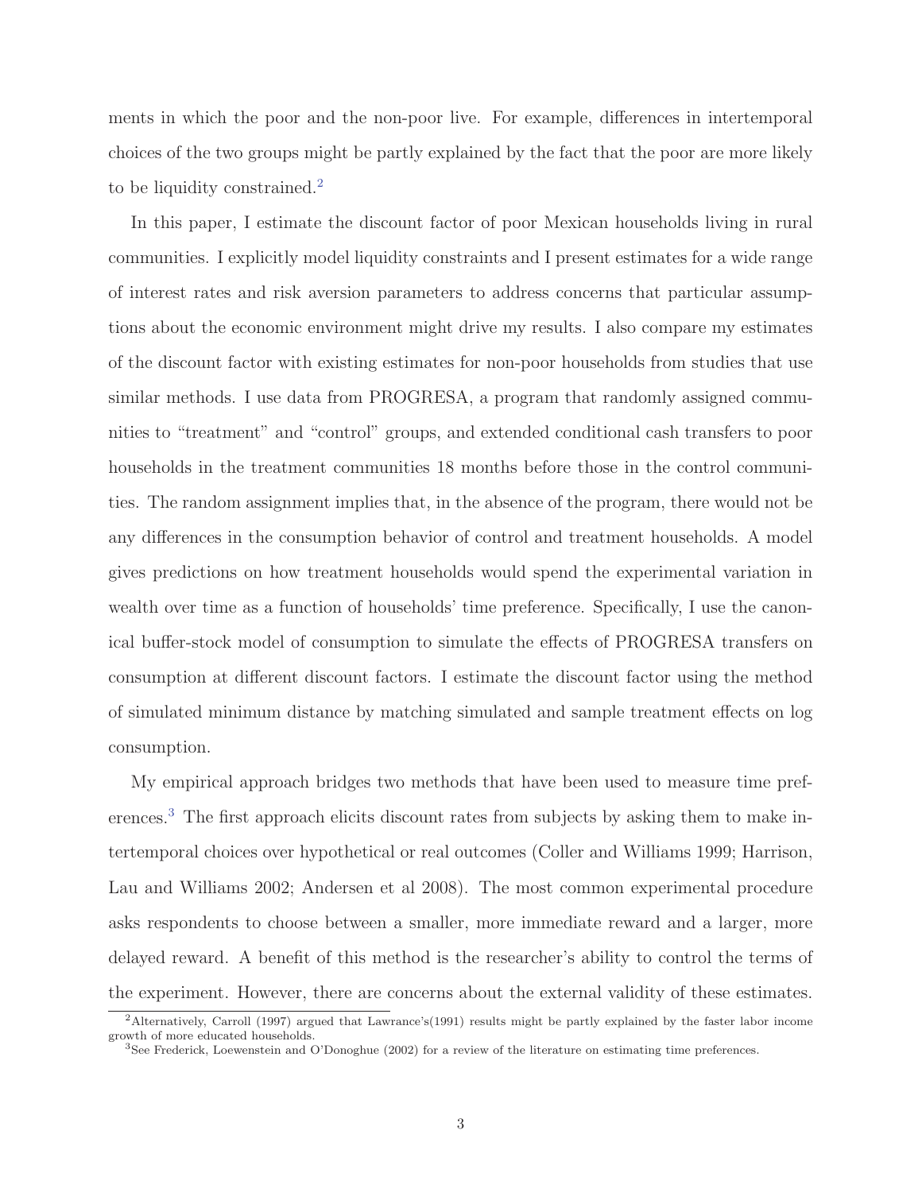ments in which the poor and the non-poor live. For example, differences in intertemporal choices of the two groups might be partly explained by the fact that the poor are more likely to be liquidity constrained.[2]

In this paper, I estimate the discount factor of poor Mexican households living in rural communities. I explicitly model liquidity constraints and I present estimates for a wide range of interest rates and risk aversion parameters to address concerns that particular assumptions about the economic environment might drive my results. I also compare my estimates of the discount factor with existing estimates for non-poor households from studies that use similar methods. I use data from PROGRESA, a program that randomly assigned communities to "treatment" and "control" groups, and extended conditional cash transfers to poor households in the treatment communities 18 months before those in the control communities. The random assignment implies that, in the absence of the program, there would not be any differences in the consumption behavior of control and treatment households. A model gives predictions on how treatment households would spend the experimental variation in wealth over time as a function of households' time preference. Specifically, I use the canonical buffer-stock model of consumption to simulate the effects of PROGRESA transfers on consumption at different discount factors. I estimate the discount factor using the method of simulated minimum distance by matching simulated and sample treatment effects on log consumption.

My empirical approach bridges two methods that have been used to measure time preferences.[3] The first approach elicits discount rates from subjects by asking them to make intertemporal choices over hypothetical or real outcomes (Coller and Williams 1999; Harrison, Lau and Williams 2002; Andersen et al 2008). The most common experimental procedure asks respondents to choose between a smaller, more immediate reward and a larger, more delayed reward. A benefit of this method is the researcher's ability to control the terms of the experiment. However, there are concerns about the external validity of these estimates.

[2] Alternatively, Carroll (1997) argued that Lawrance's(1991) results might be partly explained by the faster labor income growth of more educated households.

[3] See Frederick, Loewenstein and O'Donoghue (2002) for a review of the literature on estimating time preferences.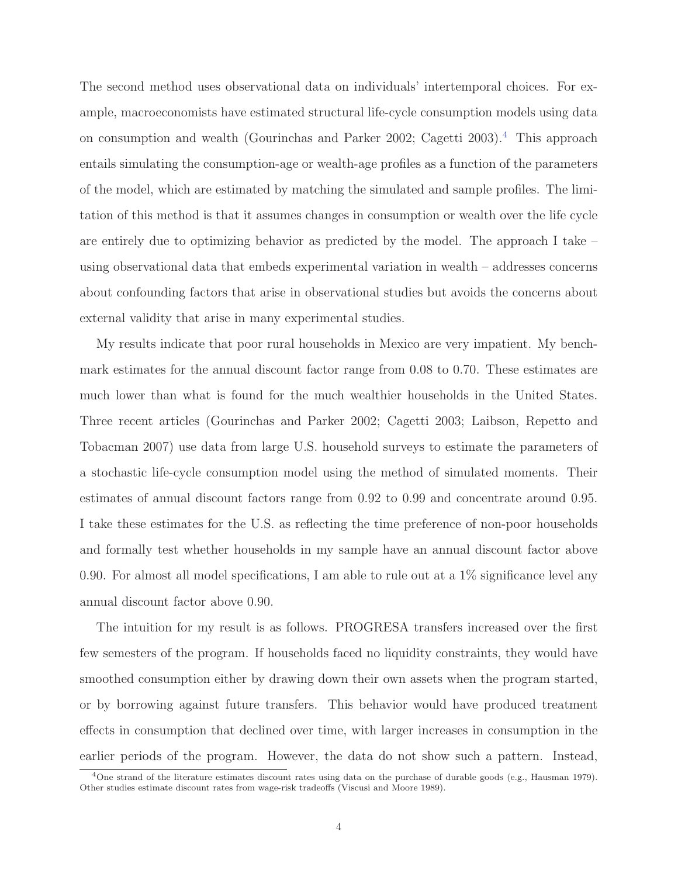The second method uses observational data on individuals' intertemporal choices. For example, macroeconomists have estimated structural life-cycle consumption models using data on consumption and wealth (Gourinchas and Parker 2002; Cagetti 2003).[4] This approach entails simulating the consumption-age or wealth-age profiles as a function of the parameters of the model, which are estimated by matching the simulated and sample profiles. The limitation of this method is that it assumes changes in consumption or wealth over the life cycle are entirely due to optimizing behavior as predicted by the model. The approach I take – using observational data that embeds experimental variation in wealth – addresses concerns about confounding factors that arise in observational studies but avoids the concerns about external validity that arise in many experimental studies.

My results indicate that poor rural households in Mexico are very impatient. My benchmark estimates for the annual discount factor range from 0.08 to 0.70. These estimates are much lower than what is found for the much wealthier households in the United States. Three recent articles (Gourinchas and Parker 2002; Cagetti 2003; Laibson, Repetto and Tobacman 2007) use data from large U.S. household surveys to estimate the parameters of a stochastic life-cycle consumption model using the method of simulated moments. Their estimates of annual discount factors range from 0.92 to 0.99 and concentrate around 0.95. I take these estimates for the U.S. as reflecting the time preference of non-poor households and formally test whether households in my sample have an annual discount factor above 0.90. For almost all model specifications, I am able to rule out at a 1% significance level any annual discount factor above 0.90.

The intuition for my result is as follows. PROGRESA transfers increased over the first few semesters of the program. If households faced no liquidity constraints, they would have smoothed consumption either by drawing down their own assets when the program started, or by borrowing against future transfers. This behavior would have produced treatment effects in consumption that declined over time, with larger increases in consumption in the earlier periods of the program. However, the data do not show such a pattern. Instead,

[4] One strand of the literature estimates discount rates using data on the purchase of durable goods (e.g., Hausman 1979). Other studies estimate discount rates from wage-risk tradeoffs (Viscusi and Moore 1989).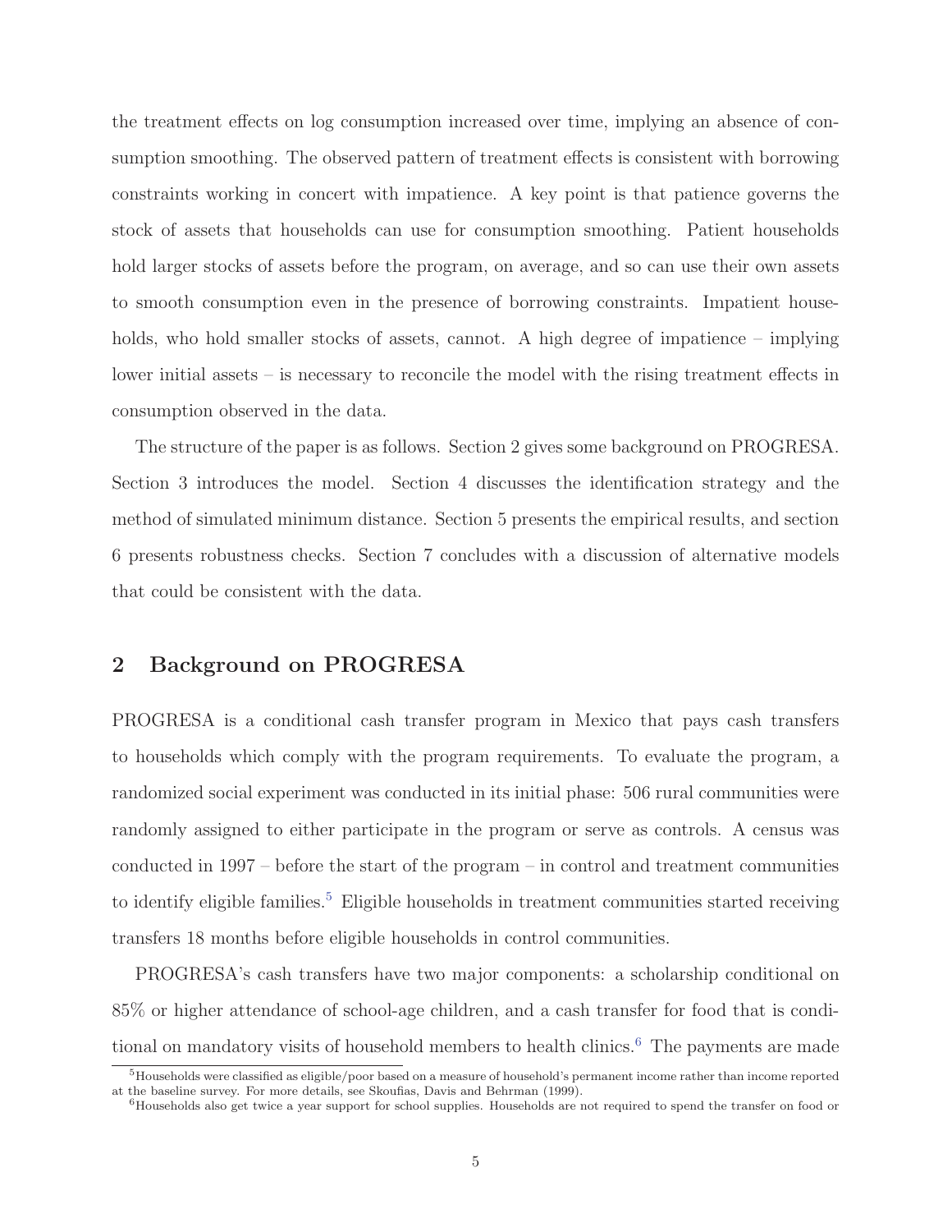the treatment effects on log consumption increased over time, implying an absence of consumption smoothing. The observed pattern of treatment effects is consistent with borrowing constraints working in concert with impatience. A key point is that patience governs the stock of assets that households can use for consumption smoothing. Patient households hold larger stocks of assets before the program, on average, and so can use their own assets to smooth consumption even in the presence of borrowing constraints. Impatient households, who hold smaller stocks of assets, cannot. A high degree of impatience – implying lower initial assets – is necessary to reconcile the model with the rising treatment effects in consumption observed in the data.

The structure of the paper is as follows. Section 2 gives some background on PROGRESA. Section 3 introduces the model. Section 4 discusses the identification strategy and the method of simulated minimum distance. Section 5 presents the empirical results, and section 6 presents robustness checks. Section 7 concludes with a discussion of alternative models that could be consistent with the data.

## 2 Background on PROGRESA

PROGRESA is a conditional cash transfer program in Mexico that pays cash transfers to households which comply with the program requirements. To evaluate the program, a randomized social experiment was conducted in its initial phase: 506 rural communities were randomly assigned to either participate in the program or serve as controls. A census was conducted in 1997 – before the start of the program – in control and treatment communities to identify eligible families.[5] Eligible households in treatment communities started receiving transfers 18 months before eligible households in control communities.

PROGRESA's cash transfers have two major components: a scholarship conditional on 85% or higher attendance of school-age children, and a cash transfer for food that is conditional on mandatory visits of household members to health clinics.[6] The payments are made

[5] Households were classified as eligible/poor based on a measure of household's permanent income rather than income reported at the baseline survey. For more details, see Skoufias, Davis and Behrman (1999).

[6] Households also get twice a year support for school supplies. Households are not required to spend the transfer on food or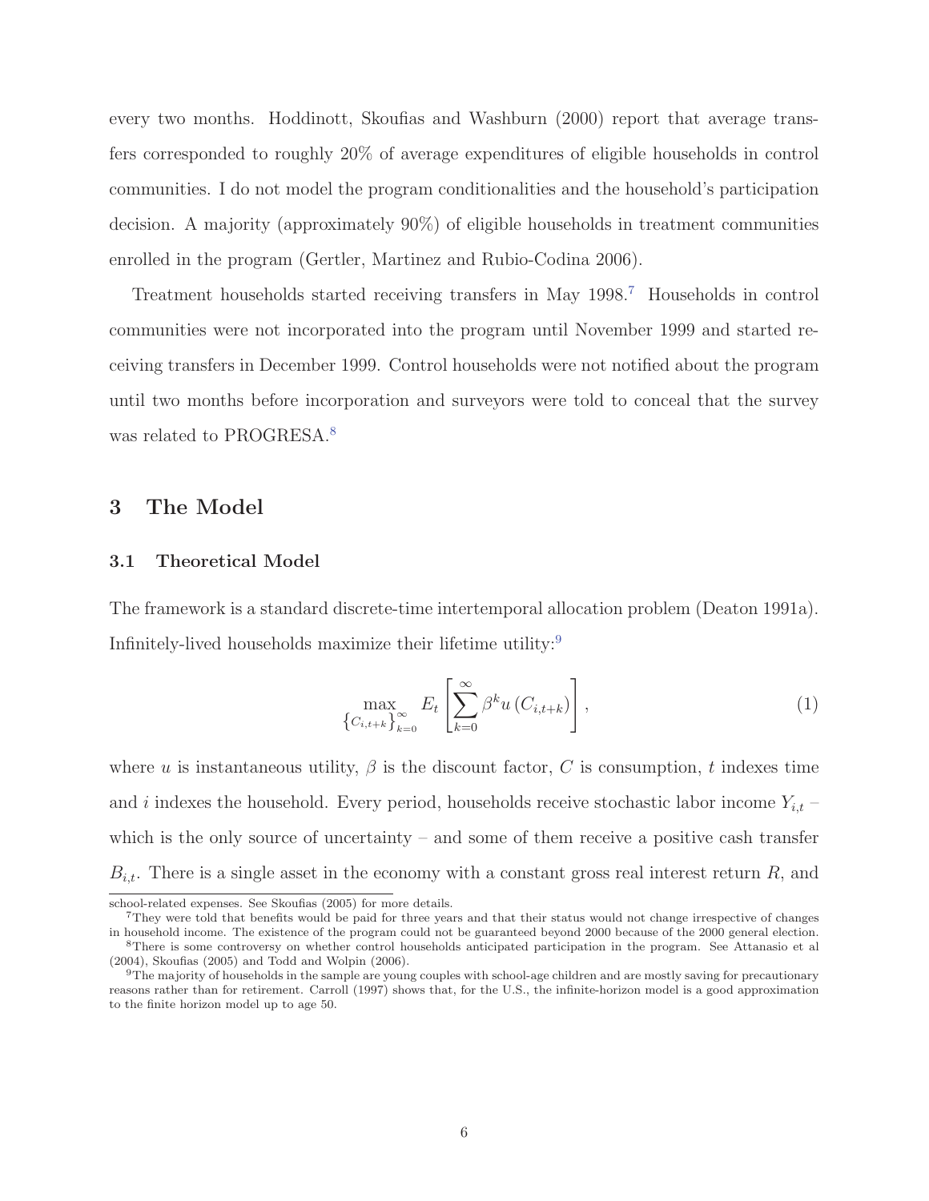every two months. Hoddinott, Skoufias and Washburn (2000) report that average transfers corresponded to roughly 20% of average expenditures of eligible households in control communities. I do not model the program conditionalities and the household's participation decision. A majority (approximately 90%) of eligible households in treatment communities enrolled in the program (Gertler, Martinez and Rubio-Codina 2006).

Treatment households started receiving transfers in May 1998.[7] Households in control communities were not incorporated into the program until November 1999 and started receiving transfers in December 1999. Control households were not notified about the program until two months before incorporation and surveyors were told to conceal that the survey was related to PROGRESA.[8]

## 3 The Model

### 3.1 Theoretical Model

The framework is a standard discrete-time intertemporal allocation problem (Deaton 1991a). Infinitely-lived households maximize their lifetime utility:[9]

$$\max_{\{C_{i,t+k}\}_{k=0}^{\infty}} E_t \left[ \sum_{k=0}^{\infty} \beta^k u\left(C_{i,t+k}\right) \right], \tag{1}$$

where $u$ is instantaneous utility, $\beta$ is the discount factor, $C$ is consumption, $t$ indexes time and $i$ indexes the household. Every period, households receive stochastic labor income $Y_{i,t}$ – which is the only source of uncertainty – and some of them receive a positive cash transfer $B_{i,t}$. There is a single asset in the economy with a constant gross real interest return $R$, and

school-related expenses. See Skoufias (2005) for more details.

[7] They were told that benefits would be paid for three years and that their status would not change irrespective of changes in household income. The existence of the program could not be guaranteed beyond 2000 because of the 2000 general election.

[8] There is some controversy on whether control households anticipated participation in the program. See Attanasio et al (2004), Skoufias (2005) and Todd and Wolpin (2006).

[9] The majority of households in the sample are young couples with school-age children and are mostly saving for precautionary reasons rather than for retirement. Carroll (1997) shows that, for the U.S., the infinite-horizon model is a good approximation to the finite horizon model up to age 50.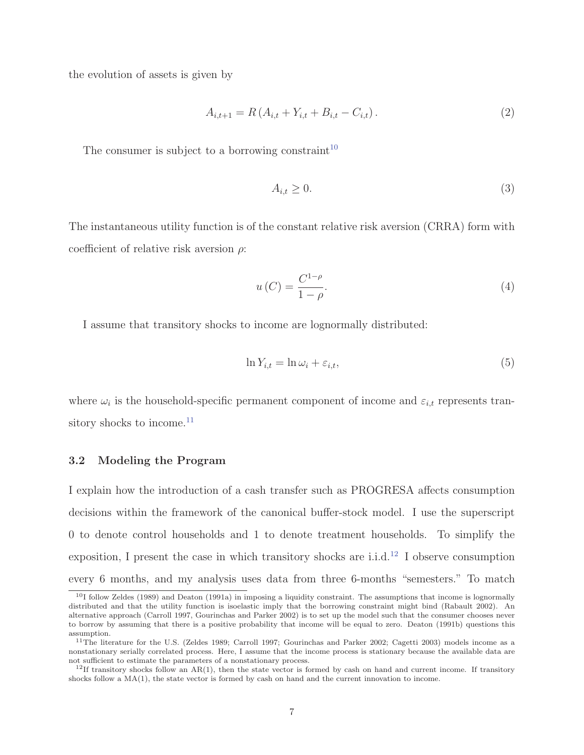the evolution of assets is given by

$$A_{i,t+1} = R\left(A_{i,t} + Y_{i,t} + B_{i,t} - C_{i,t}\right). \tag{2}$$

The consumer is subject to a borrowing constraint[10]

$$A_{i,t} \geq 0. \tag{3}$$

The instantaneous utility function is of the constant relative risk aversion (CRRA) form with coefficient of relative risk aversion $\rho$:

$$u\left(C\right) = \frac{C^{1-\rho}}{1-\rho}. \tag{4}$$

I assume that transitory shocks to income are lognormally distributed:

$$\ln Y_{i,t} = \ln \omega_i + \varepsilon_{i,t}, \tag{5}$$

where $\omega_i$ is the household-specific permanent component of income and $\varepsilon_{i,t}$ represents transitory shocks to income.[11]

### 3.2 Modeling the Program

I explain how the introduction of a cash transfer such as PROGRESA affects consumption decisions within the framework of the canonical buffer-stock model. I use the superscript 0 to denote control households and 1 to denote treatment households. To simplify the exposition, I present the case in which transitory shocks are i.i.d.[12] I observe consumption every 6 months, and my analysis uses data from three 6-months "semesters." To match

---

[10] I follow Zeldes (1989) and Deaton (1991a) in imposing a liquidity constraint. The assumptions that income is lognormally distributed and that the utility function is isoelastic imply that the borrowing constraint might bind (Rabault 2002). An alternative approach (Carroll 1997, Gourinchas and Parker 2002) is to set up the model such that the consumer chooses never to borrow by assuming that there is a positive probability that income will be equal to zero. Deaton (1991b) questions this assumption.

[11] The literature for the U.S. (Zeldes 1989; Carroll 1997; Gourinchas and Parker 2002; Cagetti 2003) models income as a nonstationary serially correlated process. Here, I assume that the income process is stationary because the available data are not sufficient to estimate the parameters of a nonstationary process.

[12] If transitory shocks follow an AR(1), then the state vector is formed by cash on hand and current income. If transitory shocks follow a MA(1), the state vector is formed by cash on hand and the current innovation to income.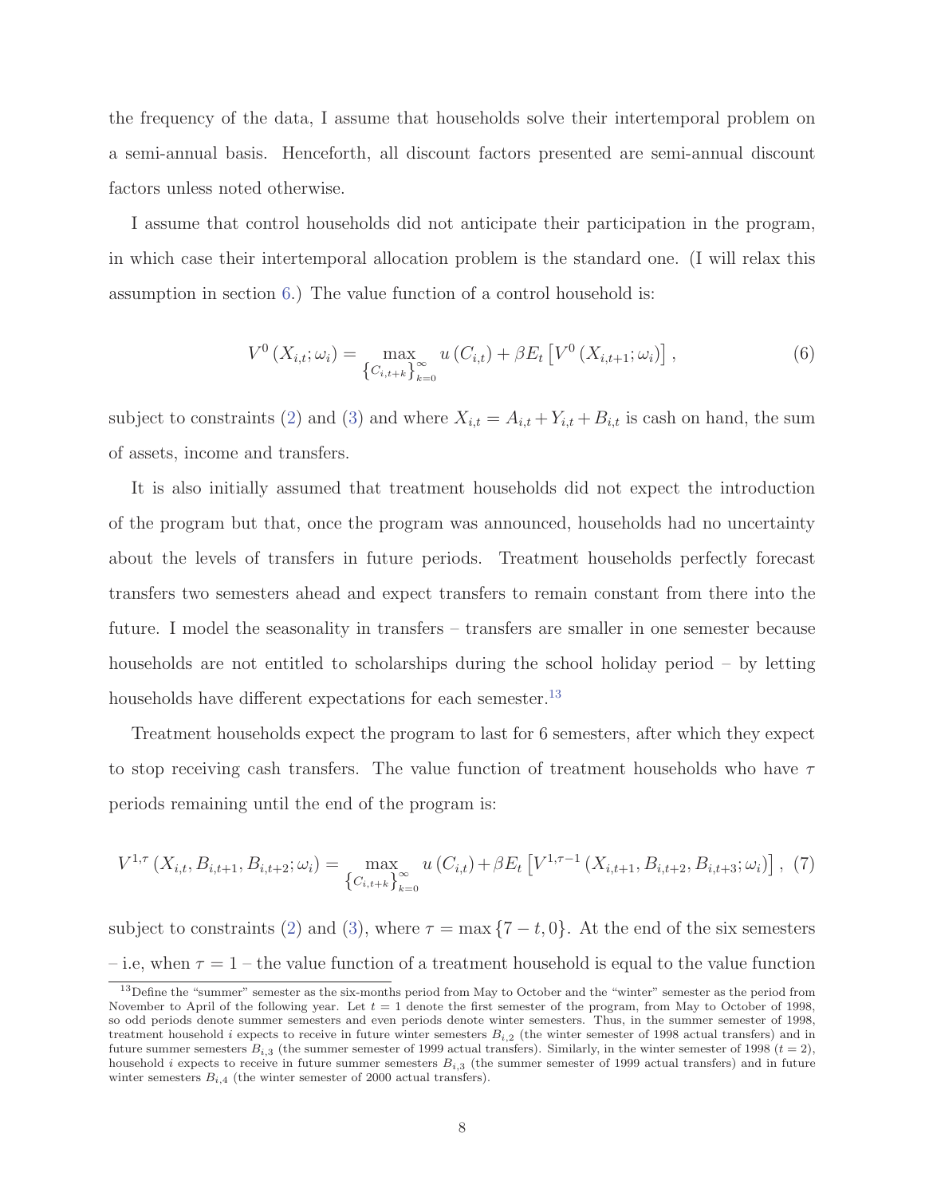the frequency of the data, I assume that households solve their intertemporal problem on a semi-annual basis. Henceforth, all discount factors presented are semi-annual discount factors unless noted otherwise.

I assume that control households did not anticipate their participation in the program, in which case their intertemporal allocation problem is the standard one. (I will relax this assumption in section 6.) The value function of a control household is:

$$V^{0}\left(X_{i,t};\omega_{i}\right)=\max_{\left\{C_{i,t+k}\right\}_{k=0}^{\infty}} u\left(C_{i,t}\right)+\beta E_{t}\left[V^{0}\left(X_{i,t+1};\omega_{i}\right)\right], \tag{6}$$

subject to constraints (2) and (3) and where $X_{i,t}=A_{i,t}+Y_{i,t}+B_{i,t}$ is cash on hand, the sum of assets, income and transfers.

It is also initially assumed that treatment households did not expect the introduction of the program but that, once the program was announced, households had no uncertainty about the levels of transfers in future periods. Treatment households perfectly forecast transfers two semesters ahead and expect transfers to remain constant from there into the future. I model the seasonality in transfers – transfers are smaller in one semester because households are not entitled to scholarships during the school holiday period – by letting households have different expectations for each semester.[13]

Treatment households expect the program to last for 6 semesters, after which they expect to stop receiving cash transfers. The value function of treatment households who have $\tau$ periods remaining until the end of the program is:

$$V^{1,\tau}\left(X_{i,t},B_{i,t+1},B_{i,t+2};\omega_{i}\right)=\max_{\left\{C_{i,t+k}\right\}_{k=0}^{\infty}} u\left(C_{i,t}\right)+\beta E_{t}\left[V^{1,\tau-1}\left(X_{i,t+1},B_{i,t+2},B_{i,t+3};\omega_{i}\right)\right], \tag{7}$$

subject to constraints (2) and (3), where $\tau=\max\{7-t,0\}$. At the end of the six semesters – i.e, when $\tau=1$ – the value function of a treatment household is equal to the value function

[13] Define the "summer" semester as the six-months period from May to October and the "winter" semester as the period from November to April of the following year. Let $t=1$ denote the first semester of the program, from May to October of 1998, so odd periods denote summer semesters and even periods denote winter semesters. Thus, in the summer semester of 1998, treatment household $i$ expects to receive in future winter semesters $B_{i,2}$ (the winter semester of 1998 actual transfers) and in future summer semesters $B_{i,3}$ (the summer semester of 1999 actual transfers). Similarly, in the winter semester of 1998 ($t=2$), household $i$ expects to receive in future summer semesters $B_{i,3}$ (the summer semester of 1999 actual transfers) and in future winter semesters $B_{i,4}$ (the winter semester of 2000 actual transfers).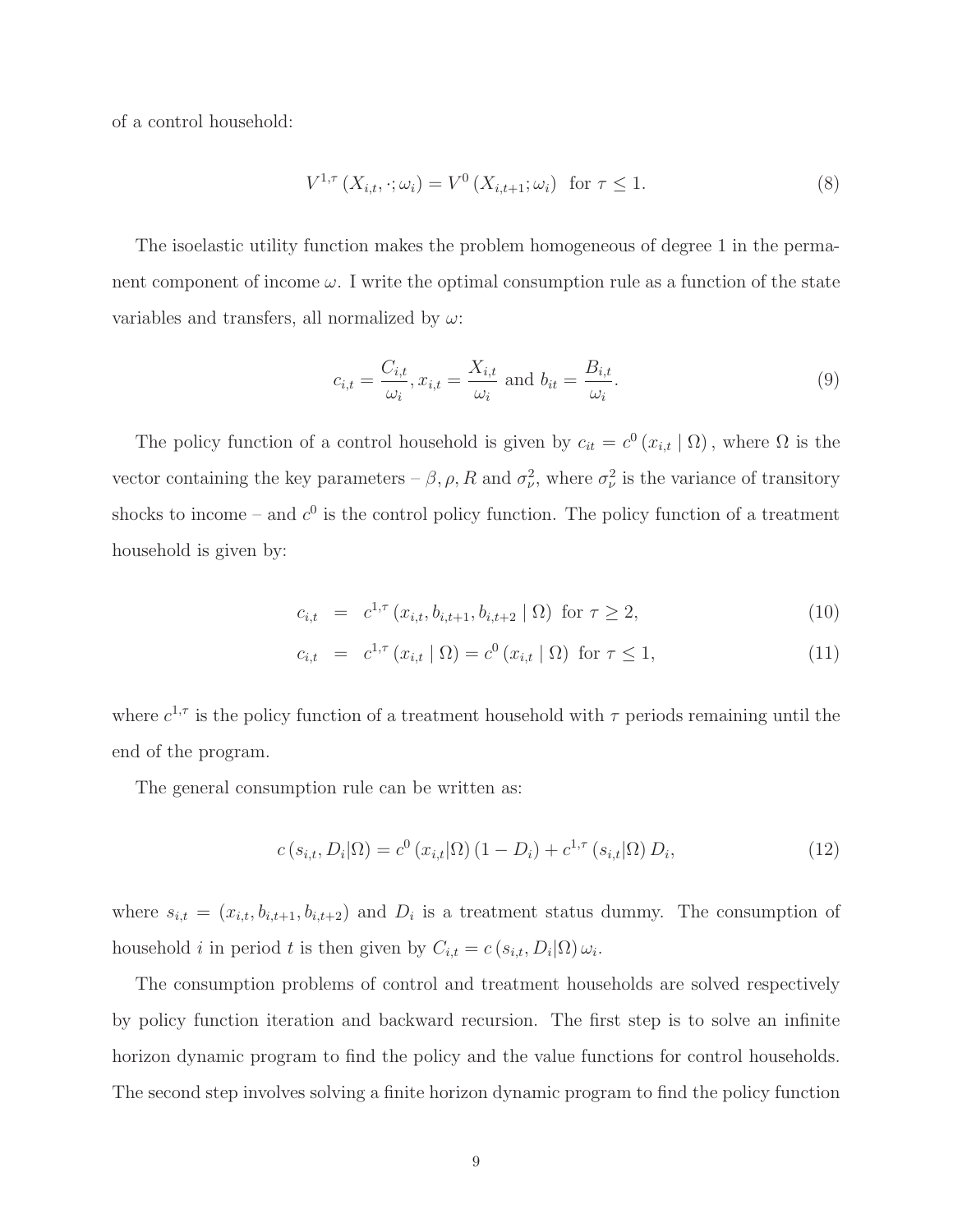of a control household:

$$V^{1,\tau}\left(X_{i,t},\cdot;\omega_i\right) = V^0\left(X_{i,t+1};\omega_i\right) \text{ for } \tau \leq 1. \tag{8}$$

The isoelastic utility function makes the problem homogeneous of degree 1 in the permanent component of income $\omega$. I write the optimal consumption rule as a function of the state variables and transfers, all normalized by $\omega$:

$$c_{i,t} = \frac{C_{i,t}}{\omega_i}, x_{i,t} = \frac{X_{i,t}}{\omega_i} \text{ and } b_{it} = \frac{B_{i,t}}{\omega_i}. \tag{9}$$

The policy function of a control household is given by $c_{it} = c^0\left(x_{i,t} \mid \Omega\right)$, where $\Omega$ is the vector containing the key parameters – $\beta, \rho, R$ and $\sigma_\nu^2$, where $\sigma_\nu^2$ is the variance of transitory shocks to income – and $c^0$ is the control policy function. The policy function of a treatment household is given by:

$$c_{i,t} = c^{1,\tau}\left(x_{i,t}, b_{i,t+1}, b_{i,t+2} \mid \Omega\right) \text{ for } \tau \geq 2, \tag{10}$$

$$c_{i,t} = c^{1,\tau}\left(x_{i,t} \mid \Omega\right) = c^0\left(x_{i,t} \mid \Omega\right) \text{ for } \tau \leq 1, \tag{11}$$

where $c^{1,\tau}$ is the policy function of a treatment household with $\tau$ periods remaining until the end of the program.

The general consumption rule can be written as:

$$c\left(s_{i,t}, D_i|\Omega\right) = c^0\left(x_{i,t}|\Omega\right)\left(1 - D_i\right) + c^{1,\tau}\left(s_{i,t}|\Omega\right) D_i, \tag{12}$$

where $s_{i,t} = \left(x_{i,t}, b_{i,t+1}, b_{i,t+2}\right)$ and $D_i$ is a treatment status dummy. The consumption of household $i$ in period $t$ is then given by $C_{i,t} = c\left(s_{i,t}, D_i|\Omega\right)\omega_i$.

The consumption problems of control and treatment households are solved respectively by policy function iteration and backward recursion. The first step is to solve an infinite horizon dynamic program to find the policy and the value functions for control households. The second step involves solving a finite horizon dynamic program to find the policy function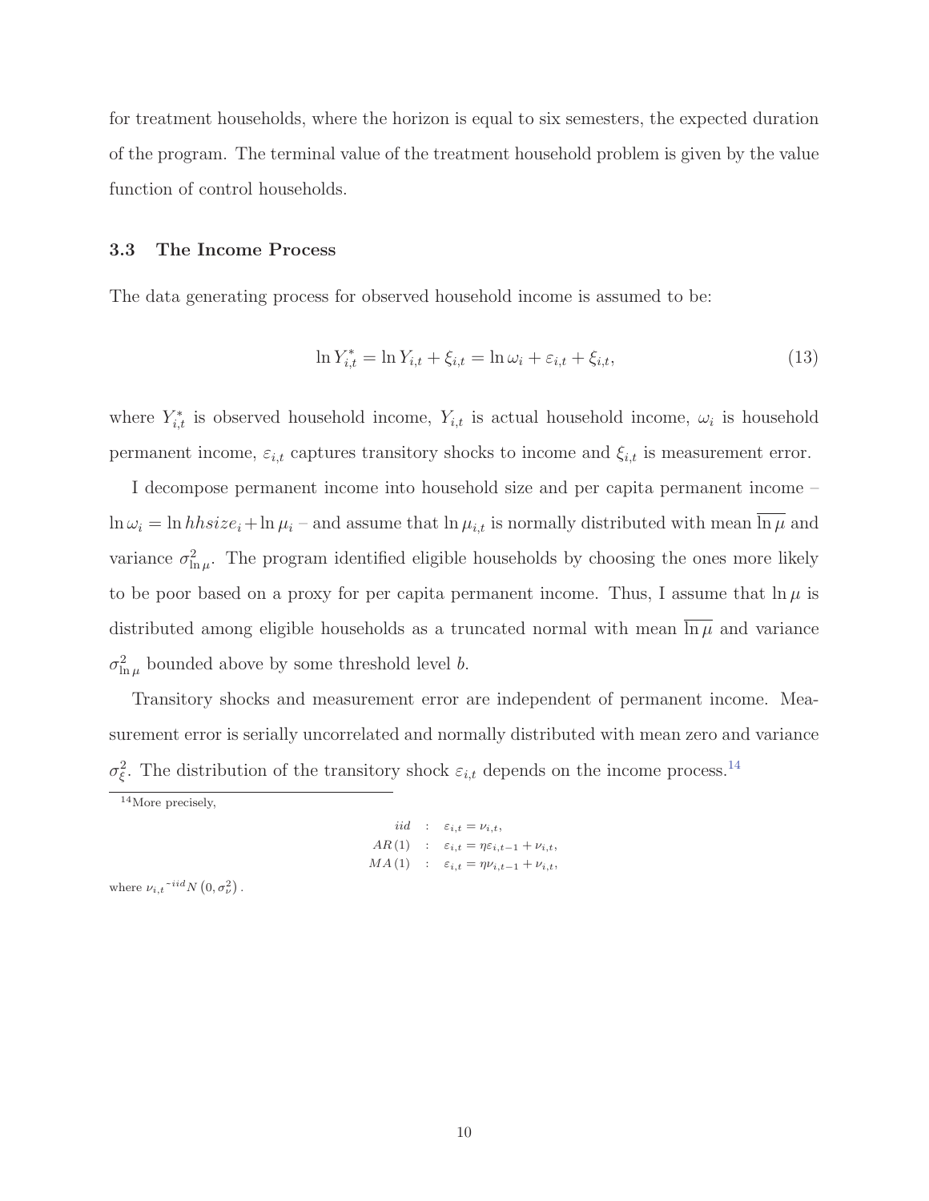for treatment households, where the horizon is equal to six semesters, the expected duration of the program. The terminal value of the treatment household problem is given by the value function of control households.

### 3.3 The Income Process

The data generating process for observed household income is assumed to be:

$$\ln Y_{i,t}^{*} = \ln Y_{i,t} + \xi_{i,t} = \ln \omega_i + \varepsilon_{i,t} + \xi_{i,t}, \tag{13}$$

where $Y_{i,t}^{*}$ is observed household income, $Y_{i,t}$ is actual household income, $\omega_i$ is household permanent income, $\varepsilon_{i,t}$ captures transitory shocks to income and $\xi_{i,t}$ is measurement error.

I decompose permanent income into household size and per capita permanent income – $\ln \omega_i = \ln hhsize_i + \ln \mu_i$ – and assume that $\ln \mu_{i,t}$ is normally distributed with mean $\overline{\ln \mu}$ and variance $\sigma^2_{\ln \mu}$. The program identified eligible households by choosing the ones more likely to be poor based on a proxy for per capita permanent income. Thus, I assume that $\ln \mu$ is distributed among eligible households as a truncated normal with mean $\overline{\ln \mu}$ and variance $\sigma^2_{\ln \mu}$ bounded above by some threshold level $b$.

Transitory shocks and measurement error are independent of permanent income. Measurement error is serially uncorrelated and normally distributed with mean zero and variance $\sigma^2_{\xi}$. The distribution of the transitory shock $\varepsilon_{i,t}$ depends on the income process.[14]

[14] More precisely,

$$\begin{aligned}
iid &: \quad \varepsilon_{i,t} = \nu_{i,t}, \\
AR(1) &: \quad \varepsilon_{i,t} = \eta \varepsilon_{i,t-1} + \nu_{i,t}, \\
MA(1) &: \quad \varepsilon_{i,t} = \eta \nu_{i,t-1} + \nu_{i,t},
\end{aligned}$$

where $\nu_{i,t} \sim^{iid} N\left(0, \sigma^2_{\nu}\right)$.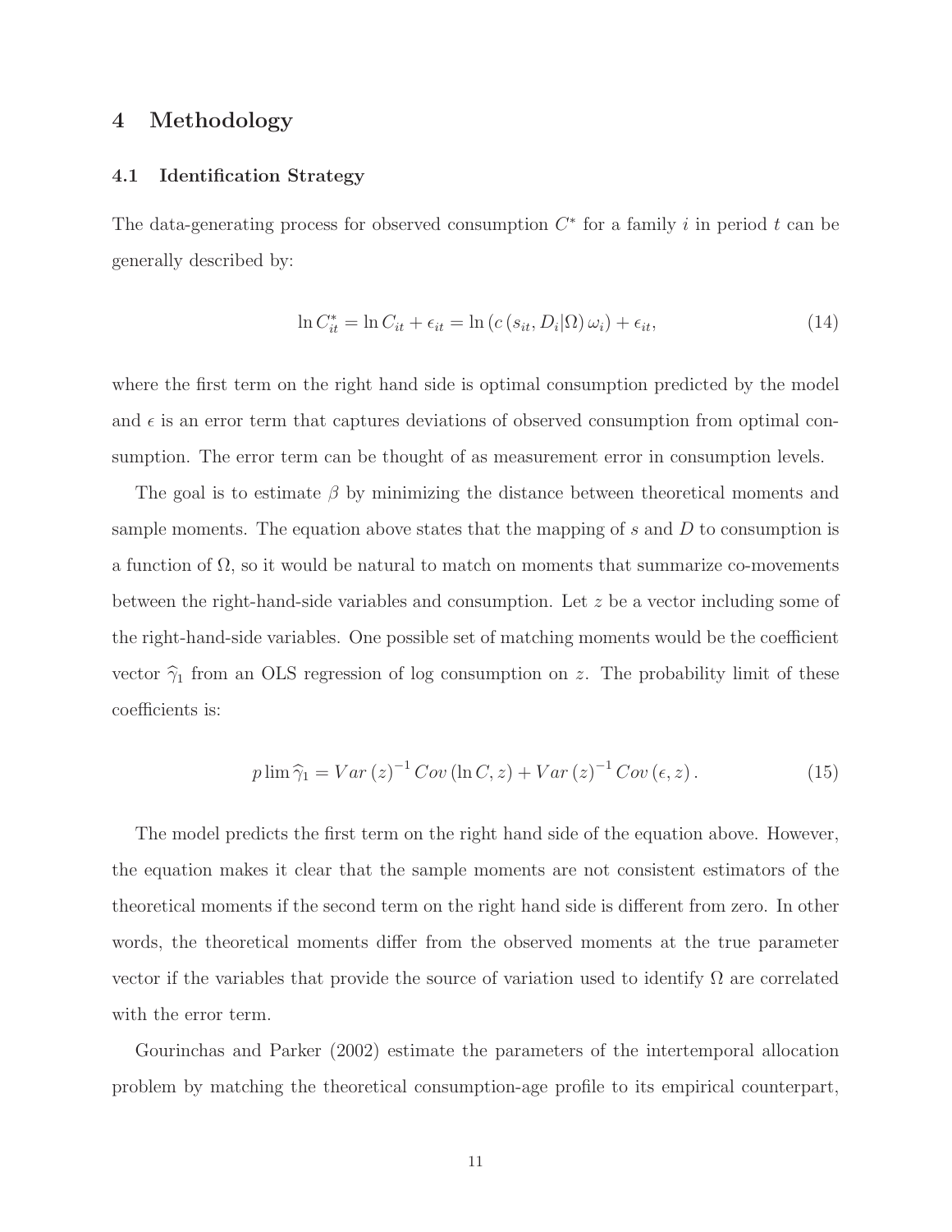## 4 Methodology

### 4.1 Identification Strategy

The data-generating process for observed consumption $C^*$ for a family $i$ in period $t$ can be generally described by:

$$\ln C^*_{it} = \ln C_{it} + \epsilon_{it} = \ln \left( c \left( s_{it}, D_i | \Omega \right) \omega_i \right) + \epsilon_{it}, \tag{14}$$

where the first term on the right hand side is optimal consumption predicted by the model and $\epsilon$ is an error term that captures deviations of observed consumption from optimal consumption. The error term can be thought of as measurement error in consumption levels.

The goal is to estimate $\beta$ by minimizing the distance between theoretical moments and sample moments. The equation above states that the mapping of $s$ and $D$ to consumption is a function of $\Omega$, so it would be natural to match on moments that summarize co-movements between the right-hand-side variables and consumption. Let $z$ be a vector including some of the right-hand-side variables. One possible set of matching moments would be the coefficient vector $\widehat{\gamma}_1$ from an OLS regression of log consumption on $z$. The probability limit of these coefficients is:

$$p \lim \widehat{\gamma}_1 = Var\left(z\right)^{-1} Cov\left(\ln C, z\right) + Var\left(z\right)^{-1} Cov\left(\epsilon, z\right). \tag{15}$$

The model predicts the first term on the right hand side of the equation above. However, the equation makes it clear that the sample moments are not consistent estimators of the theoretical moments if the second term on the right hand side is different from zero. In other words, the theoretical moments differ from the observed moments at the true parameter vector if the variables that provide the source of variation used to identify $\Omega$ are correlated with the error term.

Gourinchas and Parker (2002) estimate the parameters of the intertemporal allocation problem by matching the theoretical consumption-age profile to its empirical counterpart,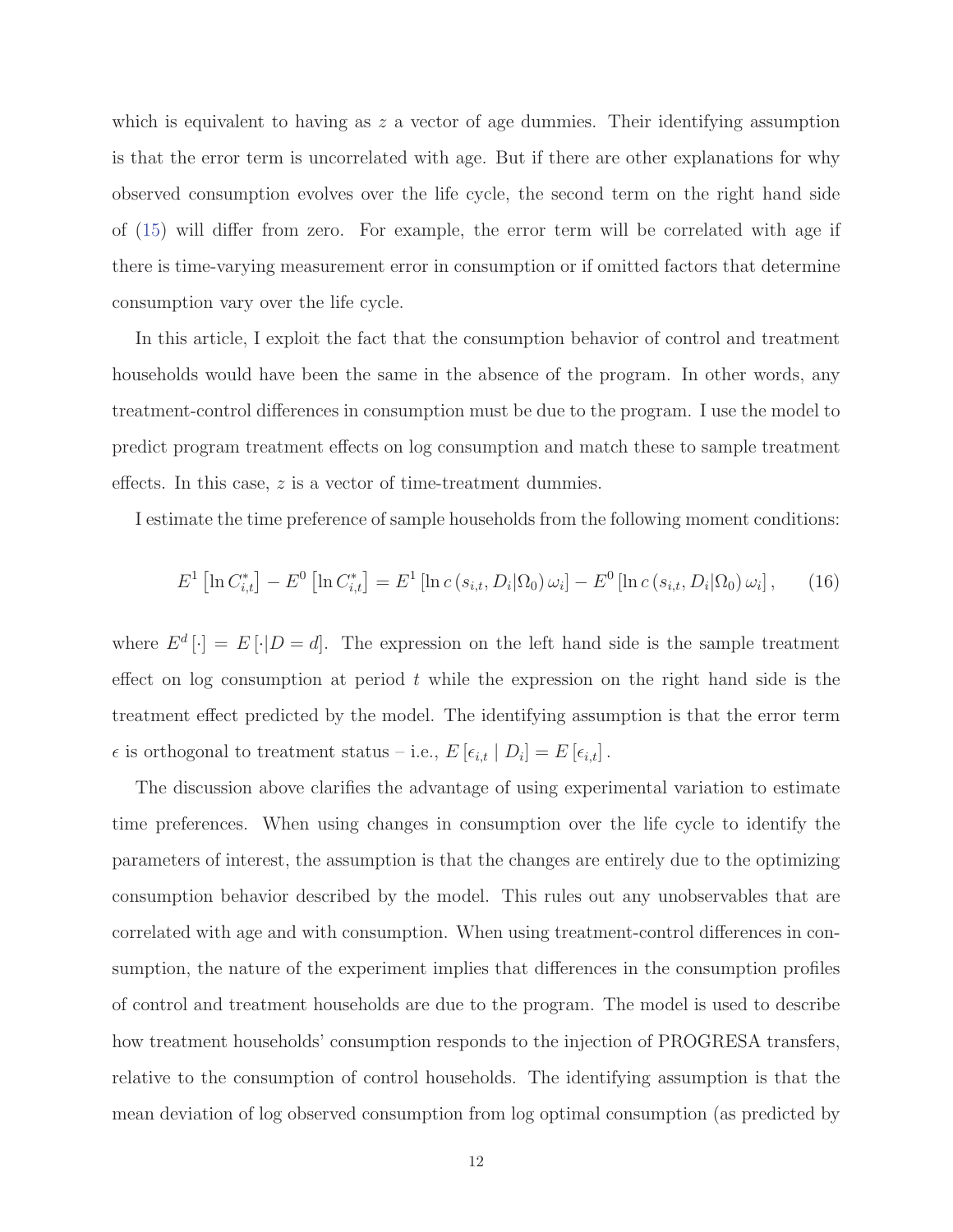which is equivalent to having as $z$ a vector of age dummies. Their identifying assumption is that the error term is uncorrelated with age. But if there are other explanations for why observed consumption evolves over the life cycle, the second term on the right hand side of (15) will differ from zero. For example, the error term will be correlated with age if there is time-varying measurement error in consumption or if omitted factors that determine consumption vary over the life cycle.

In this article, I exploit the fact that the consumption behavior of control and treatment households would have been the same in the absence of the program. In other words, any treatment-control differences in consumption must be due to the program. I use the model to predict program treatment effects on log consumption and match these to sample treatment effects. In this case, $z$ is a vector of time-treatment dummies.

I estimate the time preference of sample households from the following moment conditions:

$$E^{1}\left[\ln C_{i,t}^{*}\right]-E^{0}\left[\ln C_{i,t}^{*}\right]=E^{1}\left[\ln c\left(s_{i,t},D_{i}|\Omega_{0}\right)\omega_{i}\right]-E^{0}\left[\ln c\left(s_{i,t},D_{i}|\Omega_{0}\right)\omega_{i}\right],\qquad(16)$$

where $E^{d}\left[\cdot\right]=E\left[\cdot|D=d\right]$. The expression on the left hand side is the sample treatment effect on log consumption at period $t$ while the expression on the right hand side is the treatment effect predicted by the model. The identifying assumption is that the error term $\epsilon$ is orthogonal to treatment status – i.e., $E\left[\epsilon_{i,t}\mid D_{i}\right]=E\left[\epsilon_{i,t}\right]$.

The discussion above clarifies the advantage of using experimental variation to estimate time preferences. When using changes in consumption over the life cycle to identify the parameters of interest, the assumption is that the changes are entirely due to the optimizing consumption behavior described by the model. This rules out any unobservables that are correlated with age and with consumption. When using treatment-control differences in consumption, the nature of the experiment implies that differences in the consumption profiles of control and treatment households are due to the program. The model is used to describe how treatment households' consumption responds to the injection of PROGRESA transfers, relative to the consumption of control households. The identifying assumption is that the mean deviation of log observed consumption from log optimal consumption (as predicted by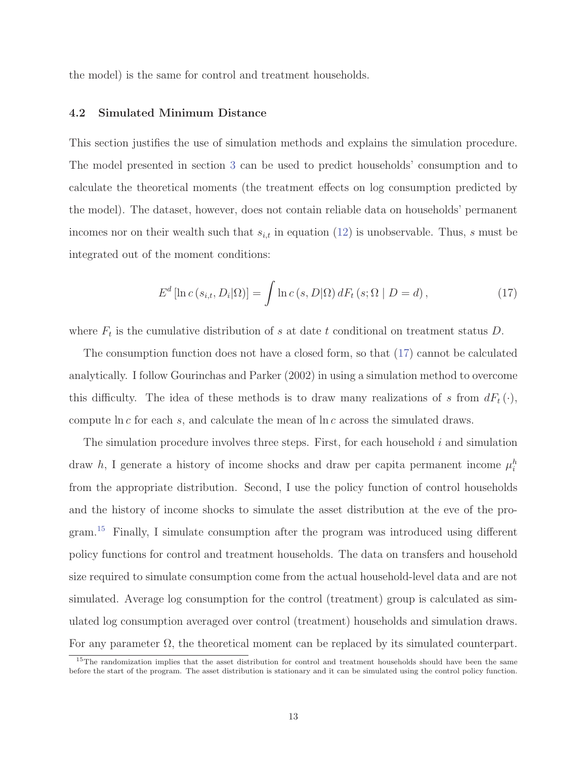the model) is the same for control and treatment households.

### 4.2 Simulated Minimum Distance

This section justifies the use of simulation methods and explains the simulation procedure. The model presented in section 3 can be used to predict households' consumption and to calculate the theoretical moments (the treatment effects on log consumption predicted by the model). The dataset, however, does not contain reliable data on households' permanent incomes nor on their wealth such that $s_{i,t}$ in equation (12) is unobservable. Thus, $s$ must be integrated out of the moment conditions:

$$E^{d}\left[\ln c\left(s_{i,t}, D_{i}|\Omega\right)\right] = \int \ln c\left(s, D|\Omega\right) dF_{t}\left(s; \Omega \mid D = d\right), \tag{17}$$

where $F_t$ is the cumulative distribution of $s$ at date $t$ conditional on treatment status $D$.

The consumption function does not have a closed form, so that (17) cannot be calculated analytically. I follow Gourinchas and Parker (2002) in using a simulation method to overcome this difficulty. The idea of these methods is to draw many realizations of $s$ from $dF_t(\cdot)$, compute $\ln c$ for each $s$, and calculate the mean of $\ln c$ across the simulated draws.

The simulation procedure involves three steps. First, for each household $i$ and simulation draw $h$, I generate a history of income shocks and draw per capita permanent income $\mu_i^h$ from the appropriate distribution. Second, I use the policy function of control households and the history of income shocks to simulate the asset distribution at the eve of the program.[15] Finally, I simulate consumption after the program was introduced using different policy functions for control and treatment households. The data on transfers and household size required to simulate consumption come from the actual household-level data and are not simulated. Average log consumption for the control (treatment) group is calculated as simulated log consumption averaged over control (treatment) households and simulation draws. For any parameter $\Omega$, the theoretical moment can be replaced by its simulated counterpart.

[15] The randomization implies that the asset distribution for control and treatment households should have been the same before the start of the program. The asset distribution is stationary and it can be simulated using the control policy function.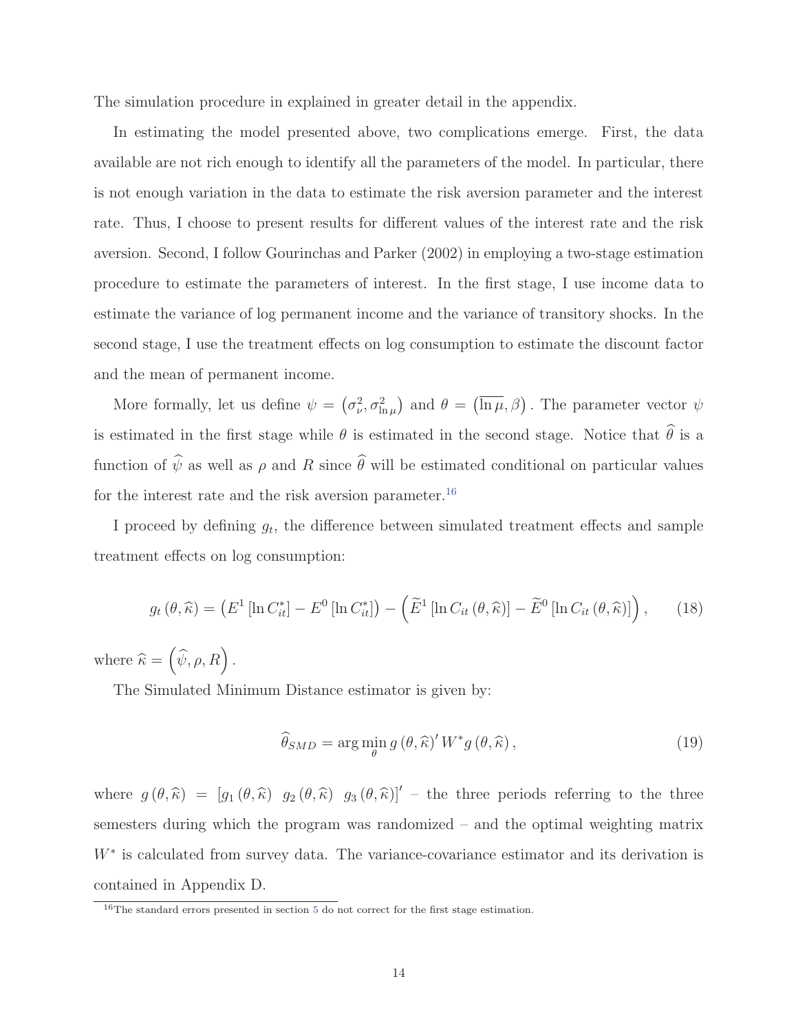The simulation procedure in explained in greater detail in the appendix.

In estimating the model presented above, two complications emerge. First, the data available are not rich enough to identify all the parameters of the model. In particular, there is not enough variation in the data to estimate the risk aversion parameter and the interest rate. Thus, I choose to present results for different values of the interest rate and the risk aversion. Second, I follow Gourinchas and Parker (2002) in employing a two-stage estimation procedure to estimate the parameters of interest. In the first stage, I use income data to estimate the variance of log permanent income and the variance of transitory shocks. In the second stage, I use the treatment effects on log consumption to estimate the discount factor and the mean of permanent income.

More formally, let us define $\psi = \left(\sigma^2_{\nu}, \sigma^2_{\ln \mu}\right)$ and $\theta = \left(\overline{\ln \mu}, \beta\right)$. The parameter vector $\psi$ is estimated in the first stage while $\theta$ is estimated in the second stage. Notice that $\widehat{\theta}$ is a function of $\widehat{\psi}$ as well as $\rho$ and $R$ since $\widehat{\theta}$ will be estimated conditional on particular values for the interest rate and the risk aversion parameter.[16]

I proceed by defining $g_t$, the difference between simulated treatment effects and sample treatment effects on log consumption:

$$g_t\left(\theta, \widehat{\kappa}\right) = \left(E^1\left[\ln C^*_{it}\right] - E^0\left[\ln C^*_{it}\right]\right) - \left(\widetilde{E}^1\left[\ln C_{it}\left(\theta, \widehat{\kappa}\right)\right] - \widetilde{E}^0\left[\ln C_{it}\left(\theta, \widehat{\kappa}\right)\right]\right), \qquad (18)$$

where $\widehat{\kappa} = \left(\widehat{\psi}, \rho, R\right)$.

The Simulated Minimum Distance estimator is given by:

$$\widehat{\theta}_{SMD} = \arg\min_{\theta} g\left(\theta, \widehat{\kappa}\right)' W^* g\left(\theta, \widehat{\kappa}\right), \qquad (19)$$

where $g\left(\theta, \widehat{\kappa}\right) = \left[g_1\left(\theta, \widehat{\kappa}\right) \;\; g_2\left(\theta, \widehat{\kappa}\right) \;\; g_3\left(\theta, \widehat{\kappa}\right)\right]'$ – the three periods referring to the three semesters during which the program was randomized – and the optimal weighting matrix $W^*$ is calculated from survey data. The variance-covariance estimator and its derivation is contained in Appendix D.

[16] The standard errors presented in section 5 do not correct for the first stage estimation.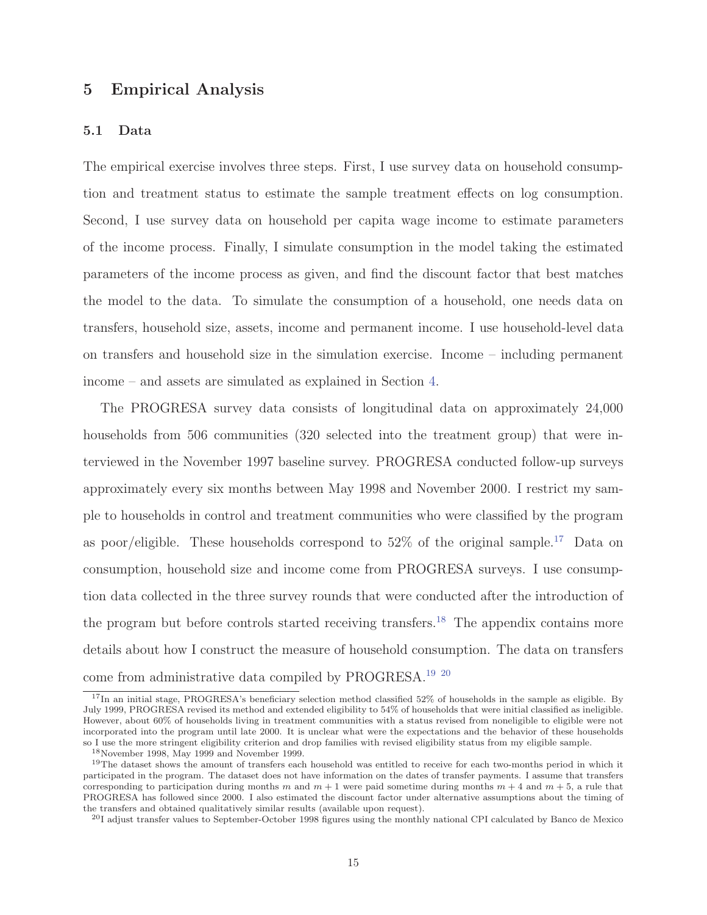## 5 Empirical Analysis

### 5.1 Data

The empirical exercise involves three steps. First, I use survey data on household consumption and treatment status to estimate the sample treatment effects on log consumption. Second, I use survey data on household per capita wage income to estimate parameters of the income process. Finally, I simulate consumption in the model taking the estimated parameters of the income process as given, and find the discount factor that best matches the model to the data. To simulate the consumption of a household, one needs data on transfers, household size, assets, income and permanent income. I use household-level data on transfers and household size in the simulation exercise. Income – including permanent income – and assets are simulated as explained in Section 4.

The PROGRESA survey data consists of longitudinal data on approximately 24,000 households from 506 communities (320 selected into the treatment group) that were interviewed in the November 1997 baseline survey. PROGRESA conducted follow-up surveys approximately every six months between May 1998 and November 2000. I restrict my sample to households in control and treatment communities who were classified by the program as poor/eligible. These households correspond to 52% of the original sample.[17] Data on consumption, household size and income come from PROGRESA surveys. I use consumption data collected in the three survey rounds that were conducted after the introduction of the program but before controls started receiving transfers.[18] The appendix contains more details about how I construct the measure of household consumption. The data on transfers come from administrative data compiled by PROGRESA.[19] [20]

[17]In an initial stage, PROGRESA's beneficiary selection method classified 52% of households in the sample as eligible. By July 1999, PROGRESA revised its method and extended eligibility to 54% of households that were initial classified as ineligible. However, about 60% of households living in treatment communities with a status revised from noneligible to eligible were not incorporated into the program until late 2000. It is unclear what were the expectations and the behavior of these households so I use the more stringent eligibility criterion and drop families with revised eligibility status from my eligible sample.

[18]November 1998, May 1999 and November 1999.

[19]The dataset shows the amount of transfers each household was entitled to receive for each two-months period in which it participated in the program. The dataset does not have information on the dates of transfer payments. I assume that transfers corresponding to participation during months $m$ and $m+1$ were paid sometime during months $m+4$ and $m+5$, a rule that PROGRESA has followed since 2000. I also estimated the discount factor under alternative assumptions about the timing of the transfers and obtained qualitatively similar results (available upon request).

[20]I adjust transfer values to September-October 1998 figures using the monthly national CPI calculated by Banco de Mexico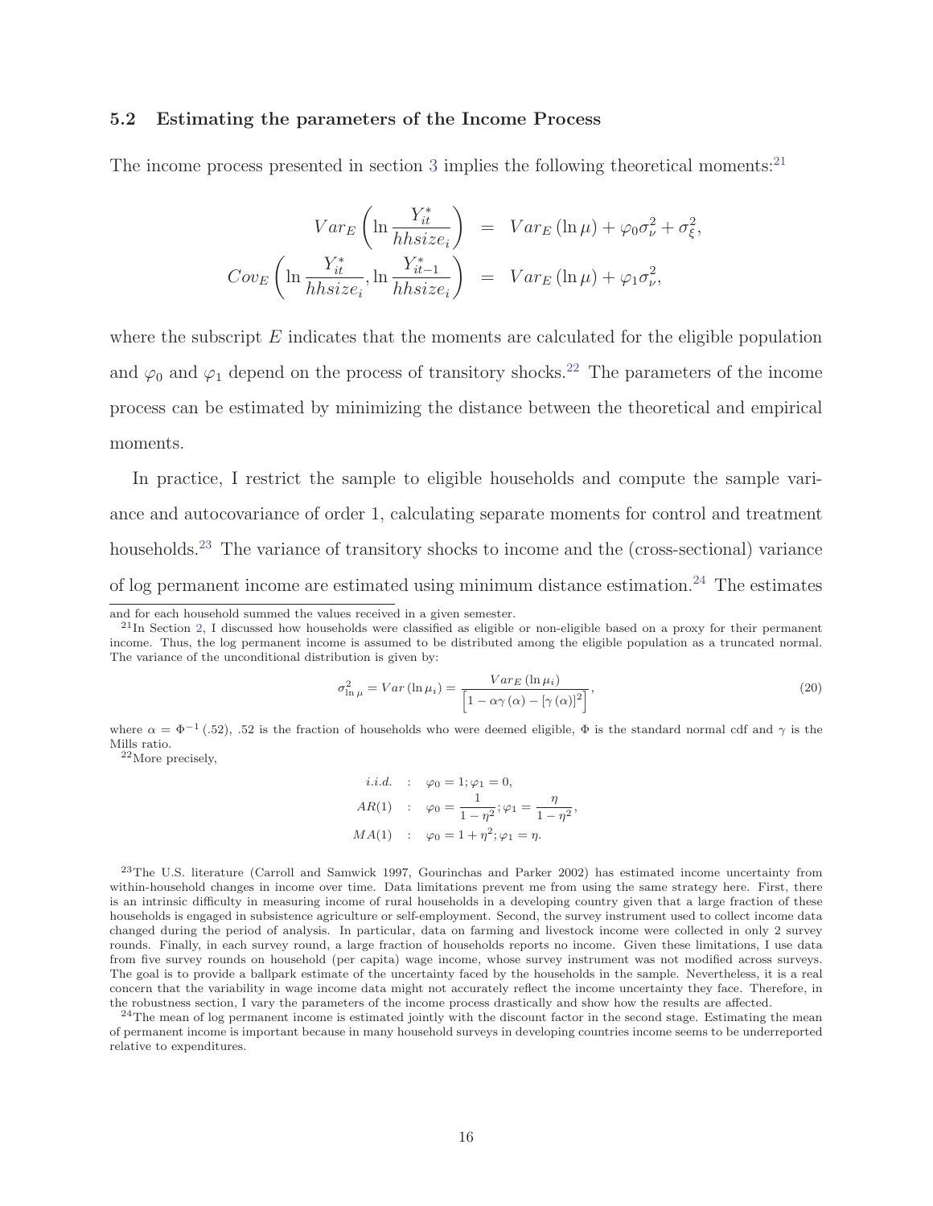### 5.2 Estimating the parameters of the Income Process

The income process presented in section 3 implies the following theoretical moments:[21]

$$
\begin{aligned}
Var_E\left(\ln \frac{Y_{it}^*}{hhsize_i}\right) &= Var_E\left(\ln \mu\right) + \varphi_0 \sigma_\nu^2 + \sigma_\xi^2, \\
Cov_E\left(\ln \frac{Y_{it}^*}{hhsize_i}, \ln \frac{Y_{it-1}^*}{hhsize_i}\right) &= Var_E\left(\ln \mu\right) + \varphi_1 \sigma_\nu^2,
\end{aligned}
$$

where the subscript $E$ indicates that the moments are calculated for the eligible population and $\varphi_0$ and $\varphi_1$ depend on the process of transitory shocks.[22] The parameters of the income process can be estimated by minimizing the distance between the theoretical and empirical moments.

In practice, I restrict the sample to eligible households and compute the sample variance and autocovariance of order 1, calculating separate moments for control and treatment households.[23] The variance of transitory shocks to income and the (cross-sectional) variance of log permanent income are estimated using minimum distance estimation.[24] The estimates

---

and for each household summed the values received in a given semester.

[21] In Section 2, I discussed how households were classified as eligible or non-eligible based on a proxy for their permanent income. Thus, the log permanent income is assumed to be distributed among the eligible population as a truncated normal. The variance of the unconditional distribution is given by:

$$
\sigma_{\ln \mu}^2 = Var\left(\ln \mu_i\right) = \frac{Var_E\left(\ln \mu_i\right)}{\left[1 - \alpha\gamma\left(\alpha\right) - \left[\gamma\left(\alpha\right)\right]^2\right]}, \tag{20}
$$

where $\alpha = \Phi^{-1}(.52)$, .52 is the fraction of households who were deemed eligible, $\Phi$ is the standard normal cdf and $\gamma$ is the Mills ratio.

[22] More precisely,

$$
\begin{aligned}
i.i.d. \quad &: \quad \varphi_0 = 1; \varphi_1 = 0, \\
AR(1) \quad &: \quad \varphi_0 = \frac{1}{1-\eta^2}; \varphi_1 = \frac{\eta}{1-\eta^2}, \\
MA(1) \quad &: \quad \varphi_0 = 1 + \eta^2; \varphi_1 = \eta.
\end{aligned}
$$

[23] The U.S. literature (Carroll and Samwick 1997, Gourinchas and Parker 2002) has estimated income uncertainty from within-household changes in income over time. Data limitations prevent me from using the same strategy here. First, there is an intrinsic difficulty in measuring income of rural households in a developing country given that a large fraction of these households is engaged in subsistence agriculture or self-employment. Second, the survey instrument used to collect income data changed during the period of analysis. In particular, data on farming and livestock income were collected in only 2 survey rounds. Finally, in each survey round, a large fraction of households reports no income. Given these limitations, I use data from five survey rounds on household (per capita) wage income, whose survey instrument was not modified across surveys. The goal is to provide a ballpark estimate of the uncertainty faced by the households in the sample. Nevertheless, it is a real concern that the variability in wage income data might not accurately reflect the income uncertainty they face. Therefore, in the robustness section, I vary the parameters of the income process drastically and show how the results are affected.

[24] The mean of log permanent income is estimated jointly with the discount factor in the second stage. Estimating the mean of permanent income is important because in many household surveys in developing countries income seems to be underreported relative to expenditures.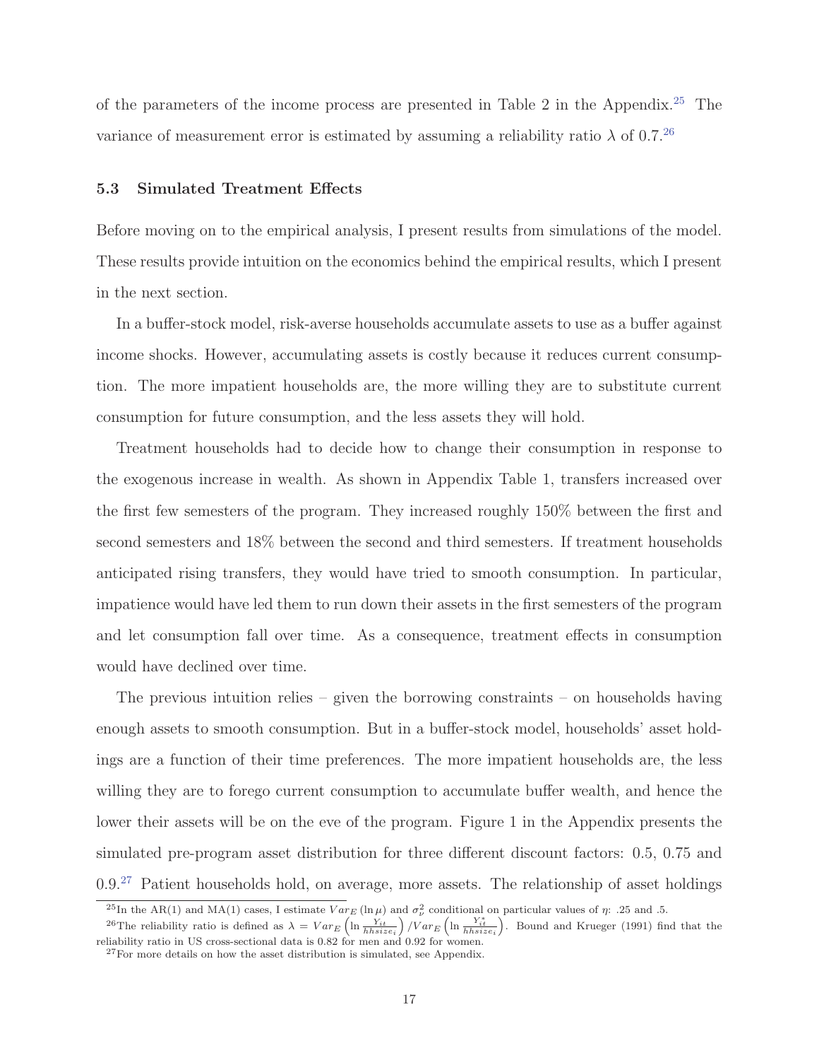of the parameters of the income process are presented in Table 2 in the Appendix.[25] The variance of measurement error is estimated by assuming a reliability ratio $\lambda$ of 0.7.[26]

### 5.3 Simulated Treatment Effects

Before moving on to the empirical analysis, I present results from simulations of the model. These results provide intuition on the economics behind the empirical results, which I present in the next section.

In a buffer-stock model, risk-averse households accumulate assets to use as a buffer against income shocks. However, accumulating assets is costly because it reduces current consumption. The more impatient households are, the more willing they are to substitute current consumption for future consumption, and the less assets they will hold.

Treatment households had to decide how to change their consumption in response to the exogenous increase in wealth. As shown in Appendix Table 1, transfers increased over the first few semesters of the program. They increased roughly 150% between the first and second semesters and 18% between the second and third semesters. If treatment households anticipated rising transfers, they would have tried to smooth consumption. In particular, impatience would have led them to run down their assets in the first semesters of the program and let consumption fall over time. As a consequence, treatment effects in consumption would have declined over time.

The previous intuition relies – given the borrowing constraints – on households having enough assets to smooth consumption. But in a buffer-stock model, households' asset holdings are a function of their time preferences. The more impatient households are, the less willing they are to forego current consumption to accumulate buffer wealth, and hence the lower their assets will be on the eve of the program. Figure 1 in the Appendix presents the simulated pre-program asset distribution for three different discount factors: 0.5, 0.75 and 0.9.[27] Patient households hold, on average, more assets. The relationship of asset holdings

[25] In the AR(1) and MA(1) cases, I estimate $Var_E(\ln \mu)$ and $\sigma_\nu^2$ conditional on particular values of $\eta$: .25 and .5.

[26] The reliability ratio is defined as $\lambda = Var_E\left(\ln \frac{Y_{it}}{hhsize_i}\right) / Var_E\left(\ln \frac{Y_{it}^*}{hhsize_i}\right)$. Bound and Krueger (1991) find that the reliability ratio in US cross-sectional data is 0.82 for men and 0.92 for women.

[27] For more details on how the asset distribution is simulated, see Appendix.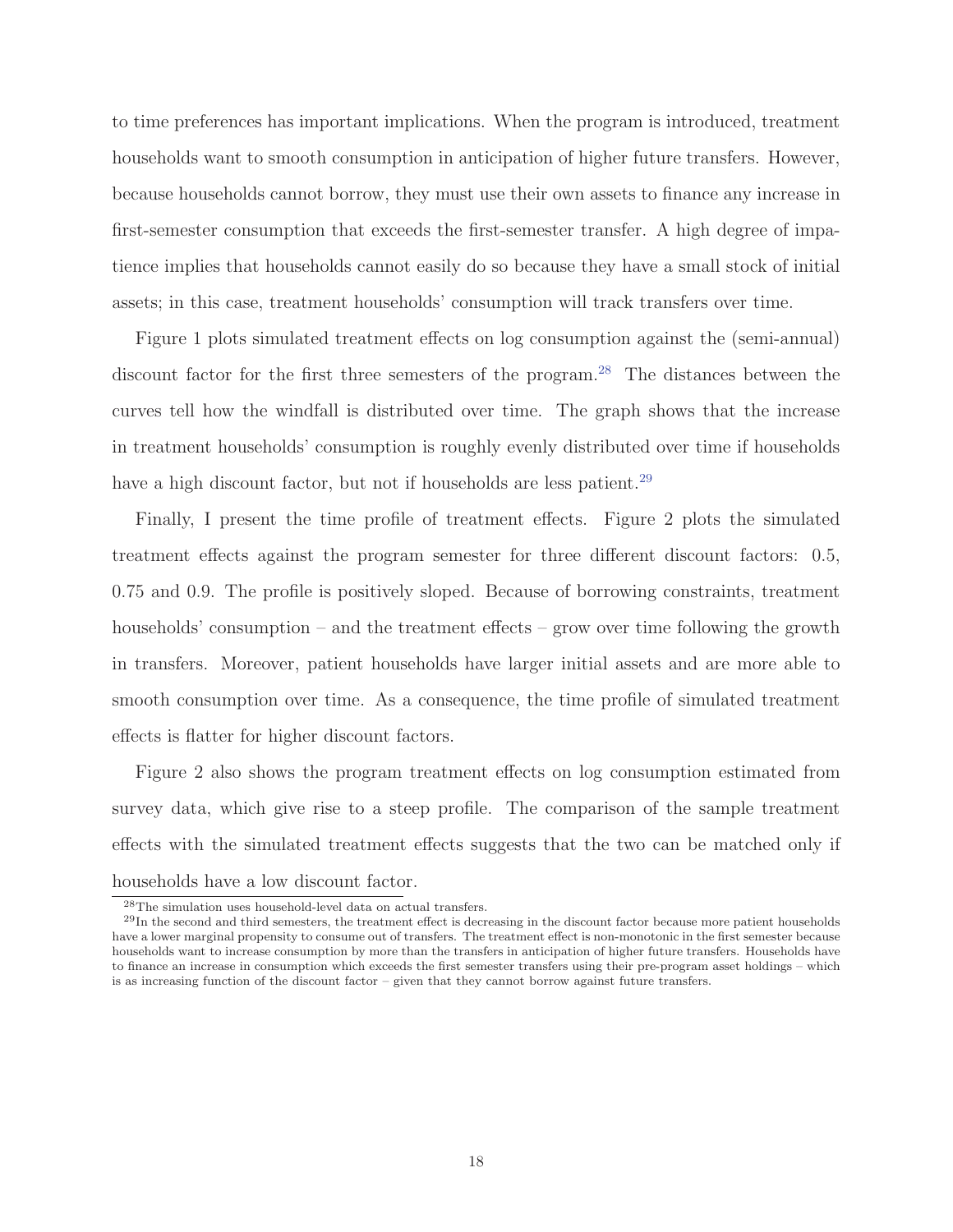to time preferences has important implications. When the program is introduced, treatment households want to smooth consumption in anticipation of higher future transfers. However, because households cannot borrow, they must use their own assets to finance any increase in first-semester consumption that exceeds the first-semester transfer. A high degree of impatience implies that households cannot easily do so because they have a small stock of initial assets; in this case, treatment households' consumption will track transfers over time.

Figure 1 plots simulated treatment effects on log consumption against the (semi-annual) discount factor for the first three semesters of the program.[28] The distances between the curves tell how the windfall is distributed over time. The graph shows that the increase in treatment households' consumption is roughly evenly distributed over time if households have a high discount factor, but not if households are less patient.[29]

Finally, I present the time profile of treatment effects. Figure 2 plots the simulated treatment effects against the program semester for three different discount factors: 0.5, 0.75 and 0.9. The profile is positively sloped. Because of borrowing constraints, treatment households' consumption – and the treatment effects – grow over time following the growth in transfers. Moreover, patient households have larger initial assets and are more able to smooth consumption over time. As a consequence, the time profile of simulated treatment effects is flatter for higher discount factors.

Figure 2 also shows the program treatment effects on log consumption estimated from survey data, which give rise to a steep profile. The comparison of the sample treatment effects with the simulated treatment effects suggests that the two can be matched only if households have a low discount factor.

[28] The simulation uses household-level data on actual transfers.

[29] In the second and third semesters, the treatment effect is decreasing in the discount factor because more patient households have a lower marginal propensity to consume out of transfers. The treatment effect is non-monotonic in the first semester because households want to increase consumption by more than the transfers in anticipation of higher future transfers. Households have to finance an increase in consumption which exceeds the first semester transfers using their pre-program asset holdings – which is as increasing function of the discount factor – given that they cannot borrow against future transfers.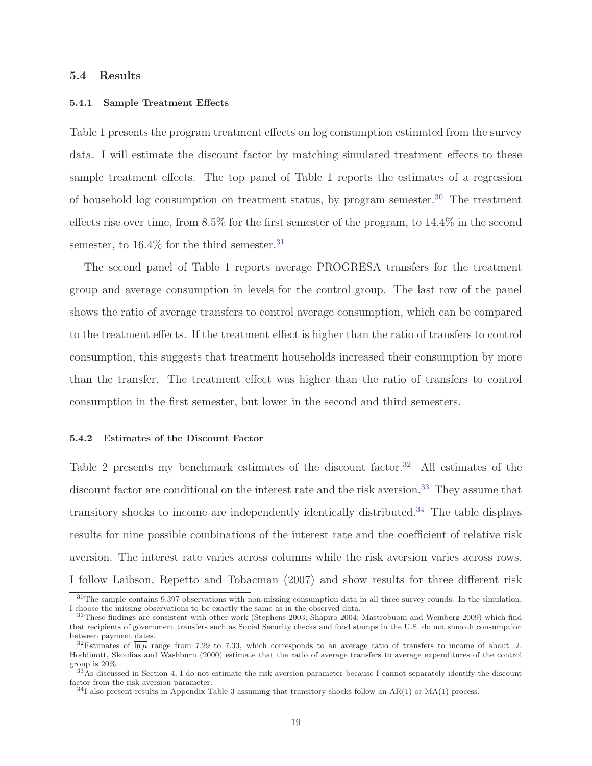## 5.4 Results

### 5.4.1 Sample Treatment Effects

Table 1 presents the program treatment effects on log consumption estimated from the survey data. I will estimate the discount factor by matching simulated treatment effects to these sample treatment effects. The top panel of Table 1 reports the estimates of a regression of household log consumption on treatment status, by program semester.[30] The treatment effects rise over time, from 8.5% for the first semester of the program, to 14.4% in the second semester, to 16.4% for the third semester.[31]

The second panel of Table 1 reports average PROGRESA transfers for the treatment group and average consumption in levels for the control group. The last row of the panel shows the ratio of average transfers to control average consumption, which can be compared to the treatment effects. If the treatment effect is higher than the ratio of transfers to control consumption, this suggests that treatment households increased their consumption by more than the transfer. The treatment effect was higher than the ratio of transfers to control consumption in the first semester, but lower in the second and third semesters.

### 5.4.2 Estimates of the Discount Factor

Table 2 presents my benchmark estimates of the discount factor.[32] All estimates of the discount factor are conditional on the interest rate and the risk aversion.[33] They assume that transitory shocks to income are independently identically distributed.[34] The table displays results for nine possible combinations of the interest rate and the coefficient of relative risk aversion. The interest rate varies across columns while the risk aversion varies across rows. I follow Laibson, Repetto and Tobacman (2007) and show results for three different risk

---

[30] The sample contains 9,397 observations with non-missing consumption data in all three survey rounds. In the simulation, I choose the missing observations to be exactly the same as in the observed data.

[31] These findings are consistent with other work (Stephens 2003; Shapiro 2004; Mastrobuoni and Weinberg 2009) which find that recipients of government transfers such as Social Security checks and food stamps in the U.S. do not smooth consumption between payment dates.

[32] Estimates of $\overline{\ln \mu}$ range from 7.29 to 7.33, which corresponds to an average ratio of transfers to income of about .2. Hoddinott, Skoufias and Washburn (2000) estimate that the ratio of average transfers to average expenditures of the control group is 20%.

[33] As discussed in Section 4, I do not estimate the risk aversion parameter because I cannot separately identify the discount factor from the risk aversion parameter.

[34] I also present results in Appendix Table 3 assuming that transitory shocks follow an AR(1) or MA(1) process.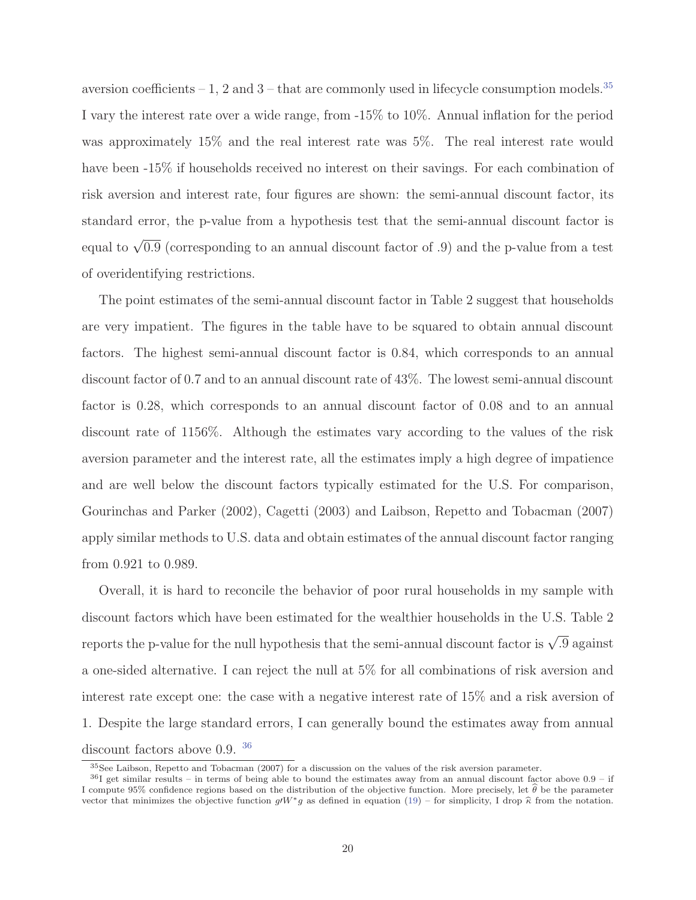aversion coefficients – 1, 2 and 3 – that are commonly used in lifecycle consumption models.[35] I vary the interest rate over a wide range, from -15% to 10%. Annual inflation for the period was approximately 15% and the real interest rate was 5%. The real interest rate would have been -15% if households received no interest on their savings. For each combination of risk aversion and interest rate, four figures are shown: the semi-annual discount factor, its standard error, the p-value from a hypothesis test that the semi-annual discount factor is equal to $\sqrt{0.9}$ (corresponding to an annual discount factor of .9) and the p-value from a test of overidentifying restrictions.

The point estimates of the semi-annual discount factor in Table 2 suggest that households are very impatient. The figures in the table have to be squared to obtain annual discount factors. The highest semi-annual discount factor is 0.84, which corresponds to an annual discount factor of 0.7 and to an annual discount rate of 43%. The lowest semi-annual discount factor is 0.28, which corresponds to an annual discount factor of 0.08 and to an annual discount rate of 1156%. Although the estimates vary according to the values of the risk aversion parameter and the interest rate, all the estimates imply a high degree of impatience and are well below the discount factors typically estimated for the U.S. For comparison, Gourinchas and Parker (2002), Cagetti (2003) and Laibson, Repetto and Tobacman (2007) apply similar methods to U.S. data and obtain estimates of the annual discount factor ranging from 0.921 to 0.989.

Overall, it is hard to reconcile the behavior of poor rural households in my sample with discount factors which have been estimated for the wealthier households in the U.S. Table 2 reports the p-value for the null hypothesis that the semi-annual discount factor is $\sqrt{.9}$ against a one-sided alternative. I can reject the null at 5% for all combinations of risk aversion and interest rate except one: the case with a negative interest rate of 15% and a risk aversion of 1. Despite the large standard errors, I can generally bound the estimates away from annual discount factors above 0.9. [36]

[35] See Laibson, Repetto and Tobacman (2007) for a discussion on the values of the risk aversion parameter.

[36] I get similar results – in terms of being able to bound the estimates away from an annual discount factor above 0.9 – if I compute 95% confidence regions based on the distribution of the objective function. More precisely, let $\widehat{\theta}$ be the parameter vector that minimizes the objective function $g\prime W^{*}g$ as defined in equation (19) – for simplicity, I drop $\widehat{\kappa}$ from the notation.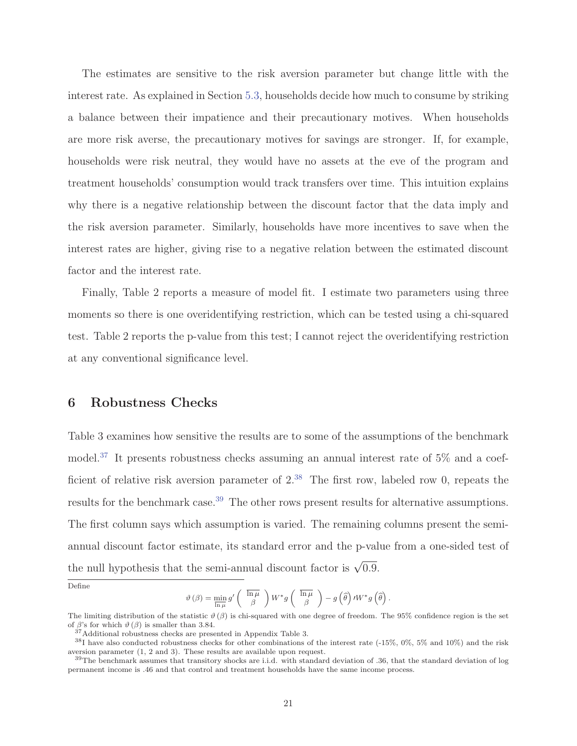The estimates are sensitive to the risk aversion parameter but change little with the interest rate. As explained in Section 5.3, households decide how much to consume by striking a balance between their impatience and their precautionary motives. When households are more risk averse, the precautionary motives for savings are stronger. If, for example, households were risk neutral, they would have no assets at the eve of the program and treatment households' consumption would track transfers over time. This intuition explains why there is a negative relationship between the discount factor that the data imply and the risk aversion parameter. Similarly, households have more incentives to save when the interest rates are higher, giving rise to a negative relation between the estimated discount factor and the interest rate.

Finally, Table 2 reports a measure of model fit. I estimate two parameters using three moments so there is one overidentifying restriction, which can be tested using a chi-squared test. Table 2 reports the p-value from this test; I cannot reject the overidentifying restriction at any conventional significance level.

# 6 Robustness Checks

Table 3 examines how sensitive the results are to some of the assumptions of the benchmark model.[37] It presents robustness checks assuming an annual interest rate of 5% and a coefficient of relative risk aversion parameter of 2.[38] The first row, labeled row 0, repeats the results for the benchmark case.[39] The other rows present results for alternative assumptions. The first column says which assumption is varied. The remaining columns present the semi-annual discount factor estimate, its standard error and the p-value from a one-sided test of the null hypothesis that the semi-annual discount factor is $\sqrt{0.9}$.

---

Define

$$\vartheta(\beta) = \min_{\overline{\ln \mu}} g'\begin{pmatrix} \overline{\ln \mu} \\ \beta \end{pmatrix} W^* g\begin{pmatrix} \overline{\ln \mu} \\ \beta \end{pmatrix} - g\left(\widehat{\theta}\right)' W^* g\left(\widehat{\theta}\right).$$

The limiting distribution of the statistic $\vartheta(\beta)$ is chi-squared with one degree of freedom. The 95% confidence region is the set of $\beta$'s for which $\vartheta(\beta)$ is smaller than 3.84.

[37] Additional robustness checks are presented in Appendix Table 3.

[38] I have also conducted robustness checks for other combinations of the interest rate (-15%, 0%, 5% and 10%) and the risk aversion parameter (1, 2 and 3). These results are available upon request.

[39] The benchmark assumes that transitory shocks are i.i.d. with standard deviation of .36, that the standard deviation of log permanent income is .46 and that control and treatment households have the same income process.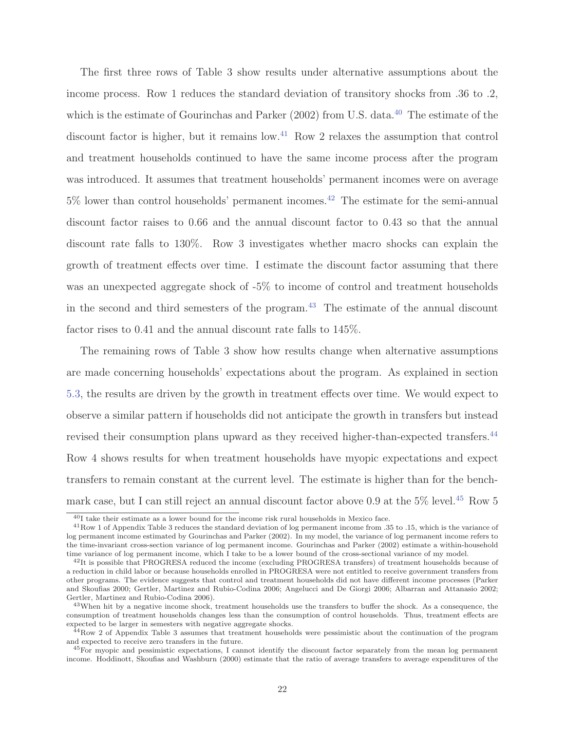The first three rows of Table 3 show results under alternative assumptions about the income process. Row 1 reduces the standard deviation of transitory shocks from .36 to .2, which is the estimate of Gourinchas and Parker (2002) from U.S. data.[40] The estimate of the discount factor is higher, but it remains low.[41] Row 2 relaxes the assumption that control and treatment households continued to have the same income process after the program was introduced. It assumes that treatment households' permanent incomes were on average 5% lower than control households' permanent incomes.[42] The estimate for the semi-annual discount factor raises to 0.66 and the annual discount factor to 0.43 so that the annual discount rate falls to 130%. Row 3 investigates whether macro shocks can explain the growth of treatment effects over time. I estimate the discount factor assuming that there was an unexpected aggregate shock of -5% to income of control and treatment households in the second and third semesters of the program.[43] The estimate of the annual discount factor rises to 0.41 and the annual discount rate falls to 145%.

The remaining rows of Table 3 show how results change when alternative assumptions are made concerning households' expectations about the program. As explained in section 5.3, the results are driven by the growth in treatment effects over time. We would expect to observe a similar pattern if households did not anticipate the growth in transfers but instead revised their consumption plans upward as they received higher-than-expected transfers.[44] Row 4 shows results for when treatment households have myopic expectations and expect transfers to remain constant at the current level. The estimate is higher than for the benchmark case, but I can still reject an annual discount factor above 0.9 at the 5% level.[45] Row 5

---

[40] I take their estimate as a lower bound for the income risk rural households in Mexico face.

[41] Row 1 of Appendix Table 3 reduces the standard deviation of log permanent income from .35 to .15, which is the variance of log permanent income estimated by Gourinchas and Parker (2002). In my model, the variance of log permanent income refers to the time-invariant cross-section variance of log permanent income. Gourinchas and Parker (2002) estimate a within-household time variance of log permanent income, which I take to be a lower bound of the cross-sectional variance of my model.

[42] It is possible that PROGRESA reduced the income (excluding PROGRESA transfers) of treatment households because of a reduction in child labor or because households enrolled in PROGRESA were not entitled to receive government transfers from other programs. The evidence suggests that control and treatment households did not have different income processes (Parker and Skoufias 2000; Gertler, Martinez and Rubio-Codina 2006; Angelucci and De Giorgi 2006; Albarran and Attanasio 2002; Gertler, Martinez and Rubio-Codina 2006).

[43] When hit by a negative income shock, treatment households use the transfers to buffer the shock. As a consequence, the consumption of treatment households changes less than the consumption of control households. Thus, treatment effects are expected to be larger in semesters with negative aggregate shocks.

[44] Row 2 of Appendix Table 3 assumes that treatment households were pessimistic about the continuation of the program and expected to receive zero transfers in the future.

[45] For myopic and pessimistic expectations, I cannot identify the discount factor separately from the mean log permanent income. Hoddinott, Skoufias and Washburn (2000) estimate that the ratio of average transfers to average expenditures of the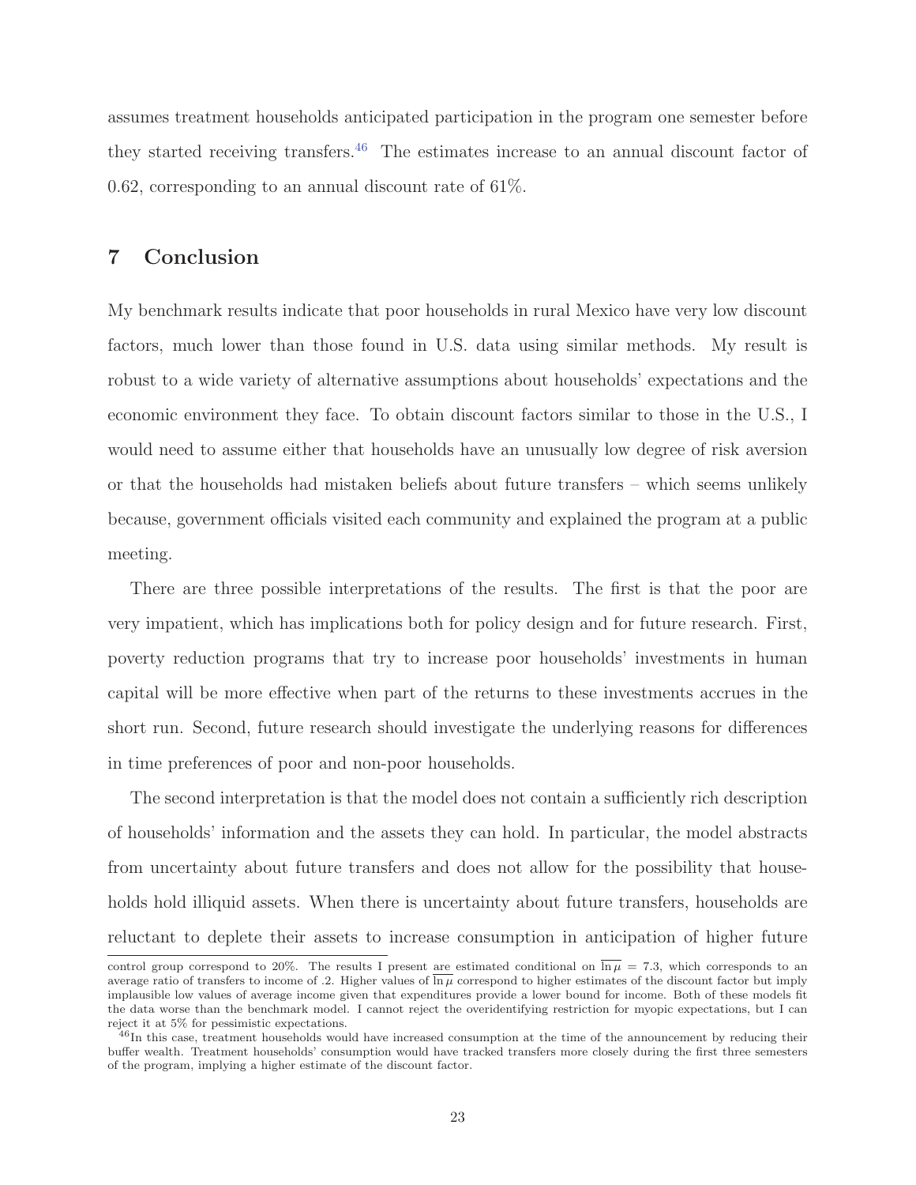assumes treatment households anticipated participation in the program one semester before they started receiving transfers.[46] The estimates increase to an annual discount factor of 0.62, corresponding to an annual discount rate of 61%.

## 7 Conclusion

My benchmark results indicate that poor households in rural Mexico have very low discount factors, much lower than those found in U.S. data using similar methods. My result is robust to a wide variety of alternative assumptions about households' expectations and the economic environment they face. To obtain discount factors similar to those in the U.S., I would need to assume either that households have an unusually low degree of risk aversion or that the households had mistaken beliefs about future transfers – which seems unlikely because, government officials visited each community and explained the program at a public meeting.

There are three possible interpretations of the results. The first is that the poor are very impatient, which has implications both for policy design and for future research. First, poverty reduction programs that try to increase poor households' investments in human capital will be more effective when part of the returns to these investments accrues in the short run. Second, future research should investigate the underlying reasons for differences in time preferences of poor and non-poor households.

The second interpretation is that the model does not contain a sufficiently rich description of households' information and the assets they can hold. In particular, the model abstracts from uncertainty about future transfers and does not allow for the possibility that households hold illiquid assets. When there is uncertainty about future transfers, households are reluctant to deplete their assets to increase consumption in anticipation of higher future

---

control group correspond to 20%. The results I present are estimated conditional on $\overline{\ln \mu} = 7.3$, which corresponds to an average ratio of transfers to income of .2. Higher values of $\overline{\ln \mu}$ correspond to higher estimates of the discount factor but imply implausible low values of average income given that expenditures provide a lower bound for income. Both of these models fit the data worse than the benchmark model. I cannot reject the overidentifying restriction for myopic expectations, but I can reject it at 5% for pessimistic expectations.

[46] In this case, treatment households would have increased consumption at the time of the announcement by reducing their buffer wealth. Treatment households' consumption would have tracked transfers more closely during the first three semesters of the program, implying a higher estimate of the discount factor.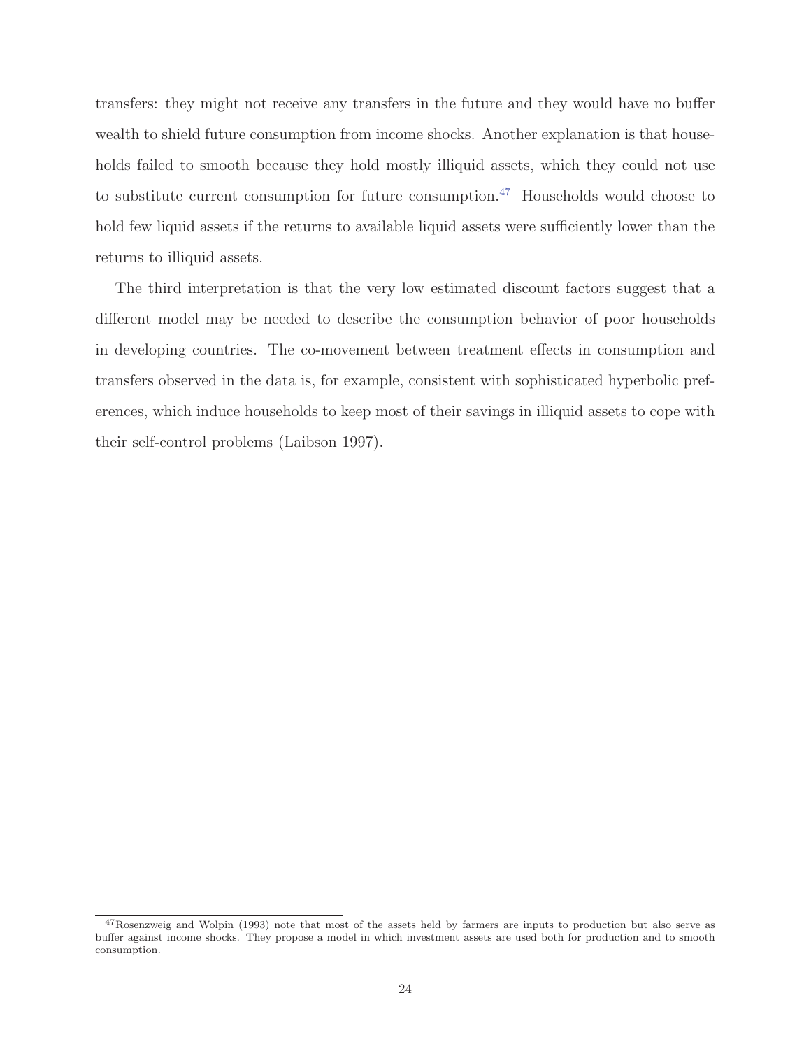transfers: they might not receive any transfers in the future and they would have no buffer wealth to shield future consumption from income shocks. Another explanation is that households failed to smooth because they hold mostly illiquid assets, which they could not use to substitute current consumption for future consumption.[47] Households would choose to hold few liquid assets if the returns to available liquid assets were sufficiently lower than the returns to illiquid assets.

The third interpretation is that the very low estimated discount factors suggest that a different model may be needed to describe the consumption behavior of poor households in developing countries. The co-movement between treatment effects in consumption and transfers observed in the data is, for example, consistent with sophisticated hyperbolic preferences, which induce households to keep most of their savings in illiquid assets to cope with their self-control problems (Laibson 1997).

[47] Rosenzweig and Wolpin (1993) note that most of the assets held by farmers are inputs to production but also serve as buffer against income shocks. They propose a model in which investment assets are used both for production and to smooth consumption.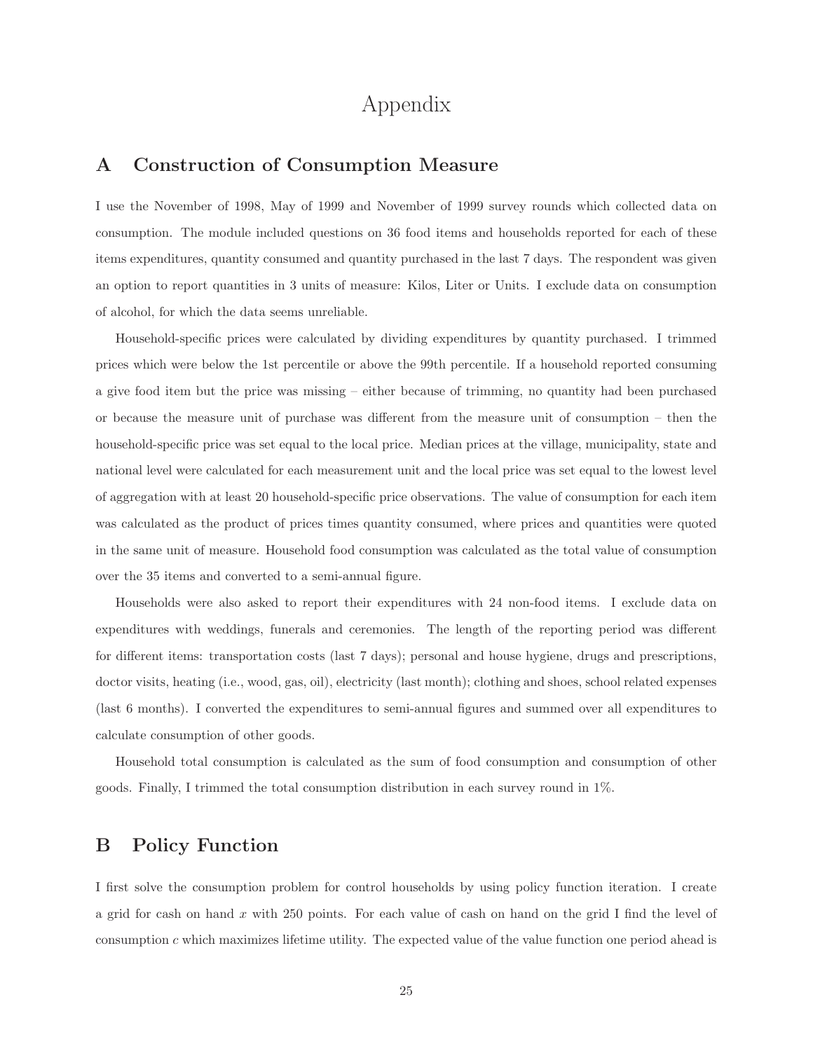# Appendix

## A Construction of Consumption Measure

I use the November of 1998, May of 1999 and November of 1999 survey rounds which collected data on consumption. The module included questions on 36 food items and households reported for each of these items expenditures, quantity consumed and quantity purchased in the last 7 days. The respondent was given an option to report quantities in 3 units of measure: Kilos, Liter or Units. I exclude data on consumption of alcohol, for which the data seems unreliable.

Household-specific prices were calculated by dividing expenditures by quantity purchased. I trimmed prices which were below the 1st percentile or above the 99th percentile. If a household reported consuming a give food item but the price was missing – either because of trimming, no quantity had been purchased or because the measure unit of purchase was different from the measure unit of consumption – then the household-specific price was set equal to the local price. Median prices at the village, municipality, state and national level were calculated for each measurement unit and the local price was set equal to the lowest level of aggregation with at least 20 household-specific price observations. The value of consumption for each item was calculated as the product of prices times quantity consumed, where prices and quantities were quoted in the same unit of measure. Household food consumption was calculated as the total value of consumption over the 35 items and converted to a semi-annual figure.

Households were also asked to report their expenditures with 24 non-food items. I exclude data on expenditures with weddings, funerals and ceremonies. The length of the reporting period was different for different items: transportation costs (last 7 days); personal and house hygiene, drugs and prescriptions, doctor visits, heating (i.e., wood, gas, oil), electricity (last month); clothing and shoes, school related expenses (last 6 months). I converted the expenditures to semi-annual figures and summed over all expenditures to calculate consumption of other goods.

Household total consumption is calculated as the sum of food consumption and consumption of other goods. Finally, I trimmed the total consumption distribution in each survey round in 1%.

## B Policy Function

I first solve the consumption problem for control households by using policy function iteration. I create a grid for cash on hand $x$ with 250 points. For each value of cash on hand on the grid I find the level of consumption $c$ which maximizes lifetime utility. The expected value of the value function one period ahead is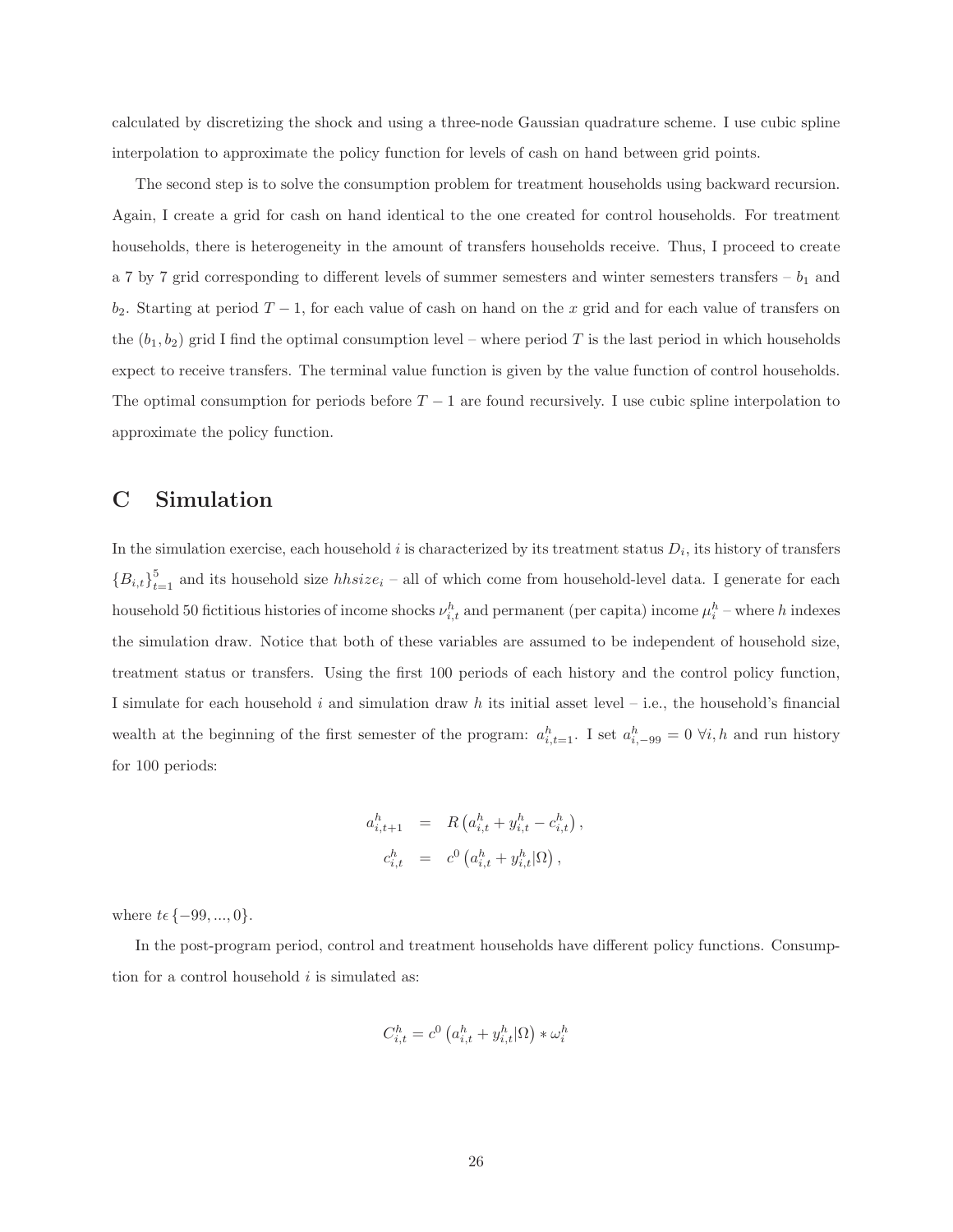calculated by discretizing the shock and using a three-node Gaussian quadrature scheme. I use cubic spline interpolation to approximate the policy function for levels of cash on hand between grid points.

The second step is to solve the consumption problem for treatment households using backward recursion. Again, I create a grid for cash on hand identical to the one created for control households. For treatment households, there is heterogeneity in the amount of transfers households receive. Thus, I proceed to create a 7 by 7 grid corresponding to different levels of summer semesters and winter semesters transfers – $b_1$ and $b_2$. Starting at period $T-1$, for each value of cash on hand on the $x$ grid and for each value of transfers on the $(b_1, b_2)$ grid I find the optimal consumption level – where period $T$ is the last period in which households expect to receive transfers. The terminal value function is given by the value function of control households. The optimal consumption for periods before $T-1$ are found recursively. I use cubic spline interpolation to approximate the policy function.

# C Simulation

In the simulation exercise, each household $i$ is characterized by its treatment status $D_i$, its history of transfers $\{B_{i,t}\}_{t=1}^{5}$ and its household size $hhsize_i$ – all of which come from household-level data. I generate for each household 50 fictitious histories of income shocks $\nu_{i,t}^h$ and permanent (per capita) income $\mu_i^h$ – where $h$ indexes the simulation draw. Notice that both of these variables are assumed to be independent of household size, treatment status or transfers. Using the first 100 periods of each history and the control policy function, I simulate for each household $i$ and simulation draw $h$ its initial asset level – i.e., the household's financial wealth at the beginning of the first semester of the program: $a_{i,t=1}^h$. I set $a_{i,-99}^h = 0 \ \forall i, h$ and run history for 100 periods:

$$
\begin{aligned}
a_{i,t+1}^h &= R\left(a_{i,t}^h + y_{i,t}^h - c_{i,t}^h\right), \\
c_{i,t}^h &= c^0\left(a_{i,t}^h + y_{i,t}^h | \Omega\right),
\end{aligned}
$$

where $t \epsilon \{-99, ..., 0\}$.

In the post-program period, control and treatment households have different policy functions. Consumption for a control household $i$ is simulated as:

$$
C_{i,t}^h = c^0\left(a_{i,t}^h + y_{i,t}^h | \Omega\right) * \omega_i^h
$$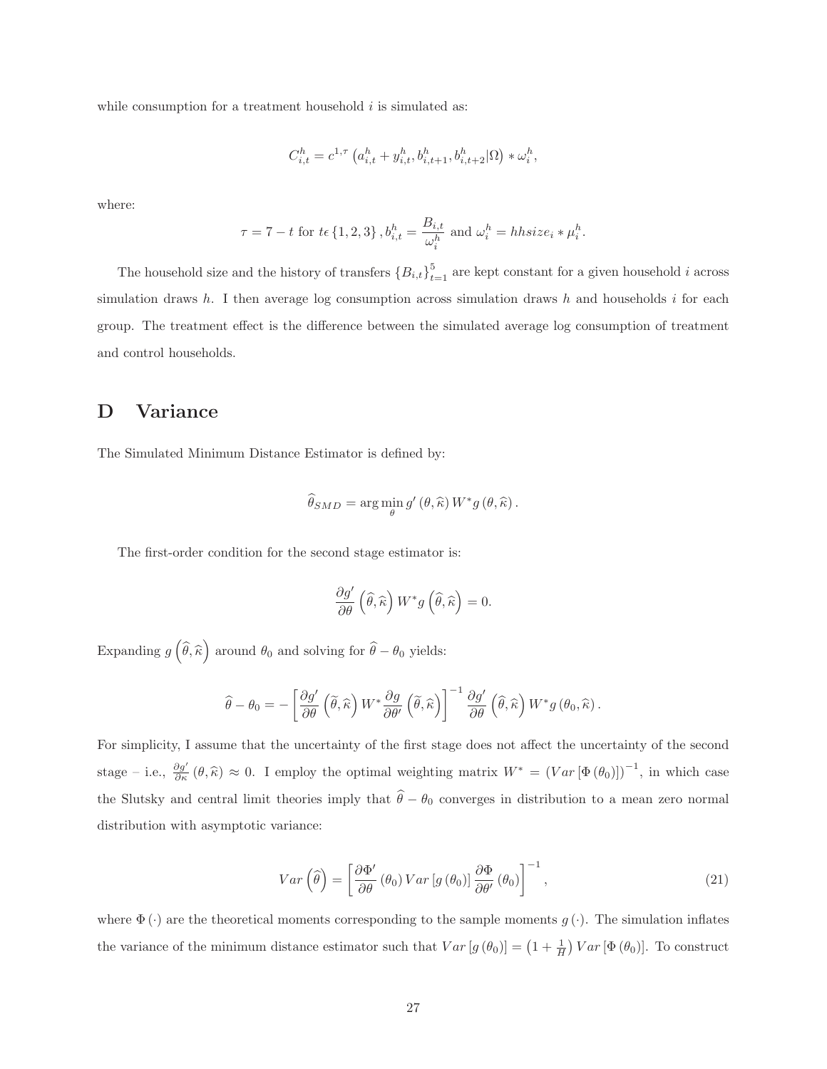while consumption for a treatment household $i$ is simulated as:

$$C_{i,t}^{h} = c^{1,\tau}\left(a_{i,t}^{h} + y_{i,t}^{h}, b_{i,t+1}^{h}, b_{i,t+2}^{h} | \Omega\right) * \omega_{i}^{h},$$

where:

$$\tau = 7 - t \text{ for } t \epsilon \{1, 2, 3\}, b_{i,t}^{h} = \frac{B_{i,t}}{\omega_{i}^{h}} \text{ and } \omega_{i}^{h} = hhsize_{i} * \mu_{i}^{h}.$$

The household size and the history of transfers $\{B_{i,t}\}_{t=1}^{5}$ are kept constant for a given household $i$ across simulation draws $h$. I then average log consumption across simulation draws $h$ and households $i$ for each group. The treatment effect is the difference between the simulated average log consumption of treatment and control households.

# D Variance

The Simulated Minimum Distance Estimator is defined by:

$$\widehat{\theta}_{SMD} = \arg\min_{\theta} g'\left(\theta, \widehat{\kappa}\right) W^{*} g\left(\theta, \widehat{\kappa}\right).$$

The first-order condition for the second stage estimator is:

$$\frac{\partial g'}{\partial \theta}\left(\widehat{\theta}, \widehat{\kappa}\right) W^{*} g\left(\widehat{\theta}, \widehat{\kappa}\right) = 0.$$

Expanding $g\left(\widehat{\theta}, \widehat{\kappa}\right)$ around $\theta_0$ and solving for $\widehat{\theta} - \theta_0$ yields:

$$\widehat{\theta} - \theta_0 = -\left[\frac{\partial g'}{\partial \theta}\left(\widetilde{\theta}, \widehat{\kappa}\right) W^{*} \frac{\partial g}{\partial \theta'}\left(\widetilde{\theta}, \widehat{\kappa}\right)\right]^{-1} \frac{\partial g'}{\partial \theta}\left(\widehat{\theta}, \widehat{\kappa}\right) W^{*} g\left(\theta_0, \widehat{\kappa}\right).$$

For simplicity, I assume that the uncertainty of the first stage does not affect the uncertainty of the second stage – i.e., $\frac{\partial g'}{\partial \kappa}\left(\theta, \widehat{\kappa}\right) \approx 0$. I employ the optimal weighting matrix $W^{*} = \left(Var\left[\Phi\left(\theta_0\right)\right]\right)^{-1}$, in which case the Slutsky and central limit theories imply that $\widehat{\theta} - \theta_0$ converges in distribution to a mean zero normal distribution with asymptotic variance:

$$Var\left(\widehat{\theta}\right) = \left[\frac{\partial \Phi'}{\partial \theta}\left(\theta_0\right) Var\left[g\left(\theta_0\right)\right] \frac{\partial \Phi}{\partial \theta'}\left(\theta_0\right)\right]^{-1}, \tag{21}$$

where $\Phi\left(\cdot\right)$ are the theoretical moments corresponding to the sample moments $g\left(\cdot\right)$. The simulation inflates the variance of the minimum distance estimator such that $Var\left[g\left(\theta_0\right)\right] = \left(1 + \frac{1}{H}\right) Var\left[\Phi\left(\theta_0\right)\right]$. To construct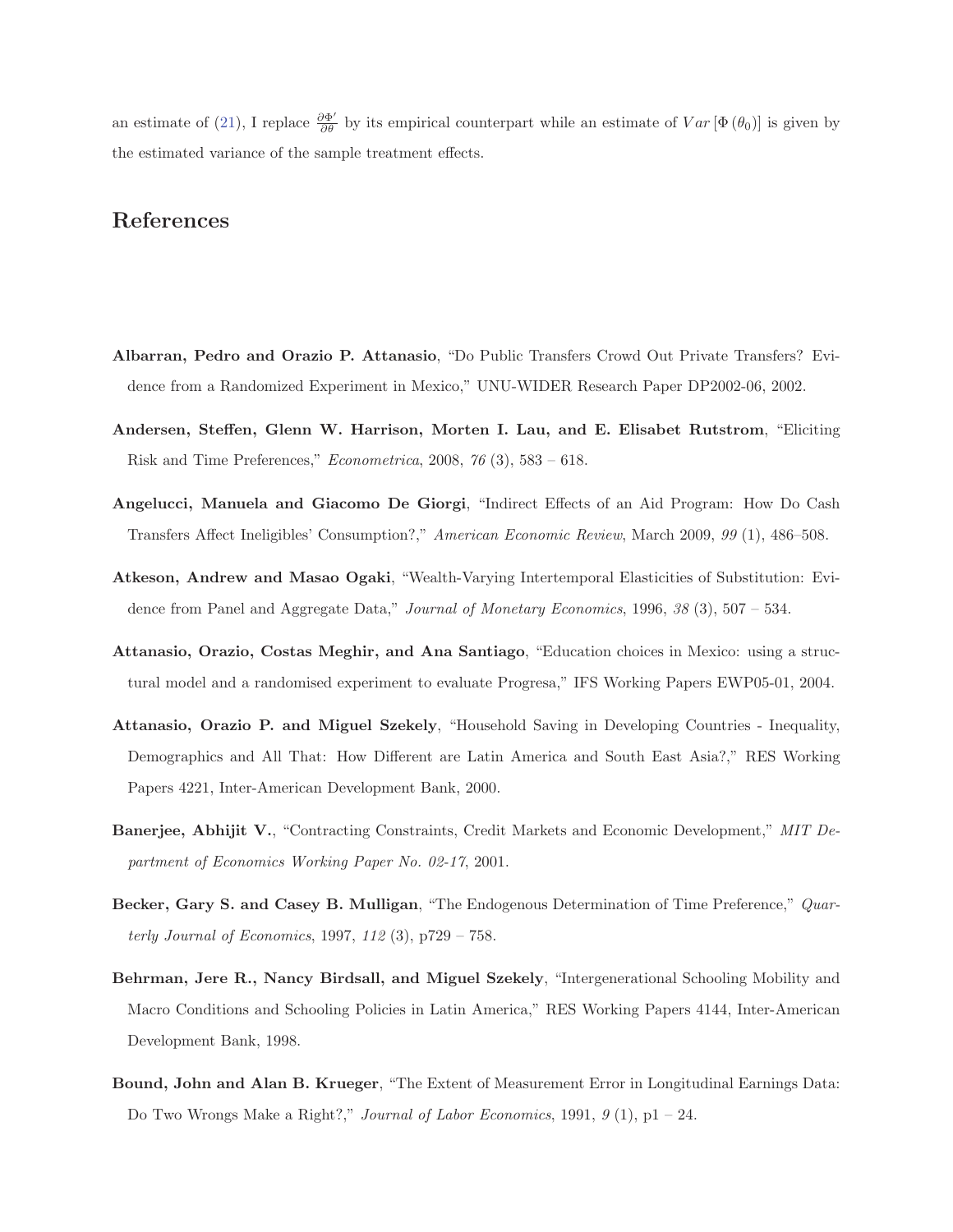an estimate of (21), I replace $\frac{\partial \Phi'}{\partial \theta}$ by its empirical counterpart while an estimate of $Var\left[\Phi\left(\theta_0\right)\right]$ is given by the estimated variance of the sample treatment effects.

# References

**Albarran, Pedro and Orazio P. Attanasio**, "Do Public Transfers Crowd Out Private Transfers? Evidence from a Randomized Experiment in Mexico," UNU-WIDER Research Paper DP2002-06, 2002.

**Andersen, Steffen, Glenn W. Harrison, Morten I. Lau, and E. Elisabet Rutstrom**, "Eliciting Risk and Time Preferences," *Econometrica*, 2008, *76* (3), 583 – 618.

**Angelucci, Manuela and Giacomo De Giorgi**, "Indirect Effects of an Aid Program: How Do Cash Transfers Affect Ineligibles' Consumption?," *American Economic Review*, March 2009, *99* (1), 486–508.

**Atkeson, Andrew and Masao Ogaki**, "Wealth-Varying Intertemporal Elasticities of Substitution: Evidence from Panel and Aggregate Data," *Journal of Monetary Economics*, 1996, *38* (3), 507 – 534.

**Attanasio, Orazio, Costas Meghir, and Ana Santiago**, "Education choices in Mexico: using a structural model and a randomised experiment to evaluate Progresa," IFS Working Papers EWP05-01, 2004.

**Attanasio, Orazio P. and Miguel Szekely**, "Household Saving in Developing Countries - Inequality, Demographics and All That: How Different are Latin America and South East Asia?," RES Working Papers 4221, Inter-American Development Bank, 2000.

**Banerjee, Abhijit V.**, "Contracting Constraints, Credit Markets and Economic Development," *MIT Department of Economics Working Paper No. 02-17*, 2001.

**Becker, Gary S. and Casey B. Mulligan**, "The Endogenous Determination of Time Preference," *Quarterly Journal of Economics*, 1997, *112* (3), p729 – 758.

**Behrman, Jere R., Nancy Birdsall, and Miguel Szekely**, "Intergenerational Schooling Mobility and Macro Conditions and Schooling Policies in Latin America," RES Working Papers 4144, Inter-American Development Bank, 1998.

**Bound, John and Alan B. Krueger**, "The Extent of Measurement Error in Longitudinal Earnings Data: Do Two Wrongs Make a Right?," *Journal of Labor Economics*, 1991, *9* (1), p1 – 24.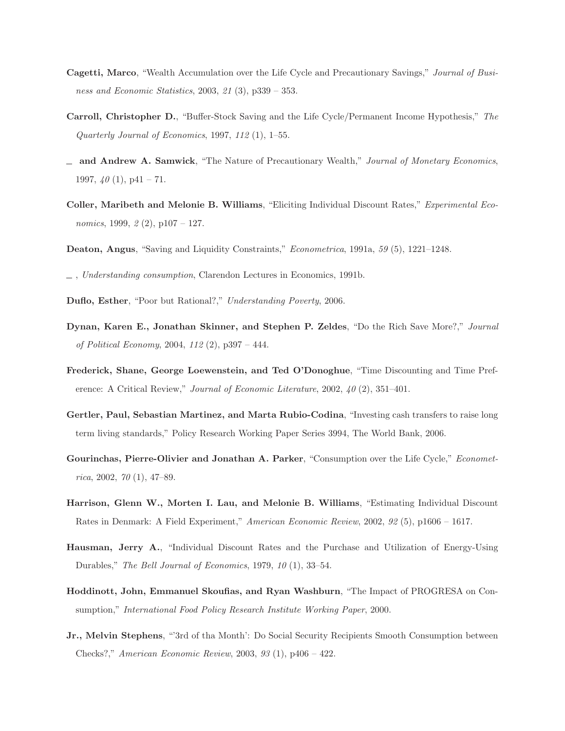**Cagetti, Marco**, "Wealth Accumulation over the Life Cycle and Precautionary Savings," *Journal of Business and Economic Statistics*, 2003, *21* (3), p339 – 353.

**Carroll, Christopher D.**, "Buffer-Stock Saving and the Life Cycle/Permanent Income Hypothesis," *The Quarterly Journal of Economics*, 1997, *112* (1), 1–55.

_ **and Andrew A. Samwick**, "The Nature of Precautionary Wealth," *Journal of Monetary Economics*, 1997, *40* (1), p41 – 71.

**Coller, Maribeth and Melonie B. Williams**, "Eliciting Individual Discount Rates," *Experimental Economics*, 1999, *2* (2), p107 – 127.

**Deaton, Angus**, "Saving and Liquidity Constraints," *Econometrica*, 1991a, *59* (5), 1221–1248.

_ , *Understanding consumption*, Clarendon Lectures in Economics, 1991b.

**Duflo, Esther**, "Poor but Rational?," *Understanding Poverty*, 2006.

**Dynan, Karen E., Jonathan Skinner, and Stephen P. Zeldes**, "Do the Rich Save More?," *Journal of Political Economy*, 2004, *112* (2), p397 – 444.

**Frederick, Shane, George Loewenstein, and Ted O'Donoghue**, "Time Discounting and Time Preference: A Critical Review," *Journal of Economic Literature*, 2002, *40* (2), 351–401.

**Gertler, Paul, Sebastian Martinez, and Marta Rubio-Codina**, "Investing cash transfers to raise long term living standards," Policy Research Working Paper Series 3994, The World Bank, 2006.

**Gourinchas, Pierre-Olivier and Jonathan A. Parker**, "Consumption over the Life Cycle," *Econometrica*, 2002, *70* (1), 47–89.

**Harrison, Glenn W., Morten I. Lau, and Melonie B. Williams**, "Estimating Individual Discount Rates in Denmark: A Field Experiment," *American Economic Review*, 2002, *92* (5), p1606 – 1617.

**Hausman, Jerry A.**, "Individual Discount Rates and the Purchase and Utilization of Energy-Using Durables," *The Bell Journal of Economics*, 1979, *10* (1), 33–54.

**Hoddinott, John, Emmanuel Skoufias, and Ryan Washburn**, "The Impact of PROGRESA on Consumption," *International Food Policy Research Institute Working Paper*, 2000.

**Jr., Melvin Stephens**, "'3rd of tha Month': Do Social Security Recipients Smooth Consumption between Checks?," *American Economic Review*, 2003, *93* (1), p406 – 422.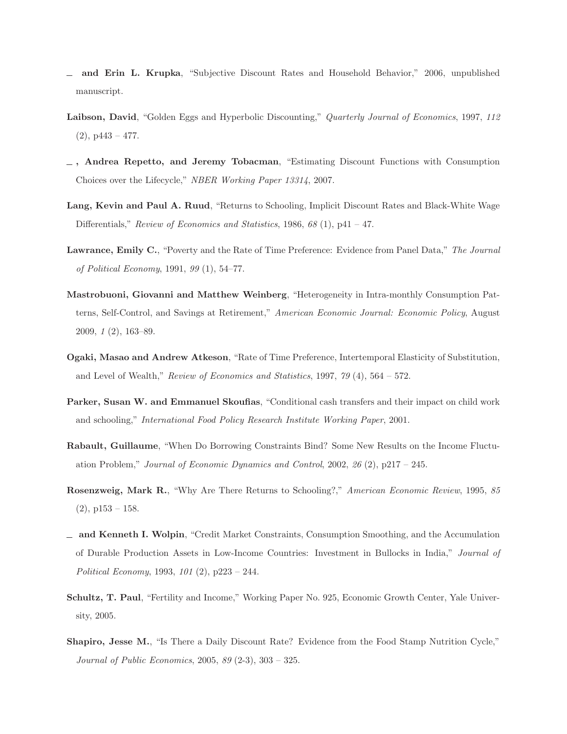\_ **and Erin L. Krupka**, "Subjective Discount Rates and Household Behavior," 2006, unpublished manuscript.

**Laibson, David**, "Golden Eggs and Hyperbolic Discounting," *Quarterly Journal of Economics*, 1997, *112* (2), p443 – 477.

\_ **, Andrea Repetto, and Jeremy Tobacman**, "Estimating Discount Functions with Consumption Choices over the Lifecycle," *NBER Working Paper 13314*, 2007.

**Lang, Kevin and Paul A. Ruud**, "Returns to Schooling, Implicit Discount Rates and Black-White Wage Differentials," *Review of Economics and Statistics*, 1986, *68* (1), p41 – 47.

**Lawrance, Emily C.**, "Poverty and the Rate of Time Preference: Evidence from Panel Data," *The Journal of Political Economy*, 1991, *99* (1), 54–77.

**Mastrobuoni, Giovanni and Matthew Weinberg**, "Heterogeneity in Intra-monthly Consumption Patterns, Self-Control, and Savings at Retirement," *American Economic Journal: Economic Policy*, August 2009, *1* (2), 163–89.

**Ogaki, Masao and Andrew Atkeson**, "Rate of Time Preference, Intertemporal Elasticity of Substitution, and Level of Wealth," *Review of Economics and Statistics*, 1997, *79* (4), 564 – 572.

**Parker, Susan W. and Emmanuel Skoufias**, "Conditional cash transfers and their impact on child work and schooling," *International Food Policy Research Institute Working Paper*, 2001.

**Rabault, Guillaume**, "When Do Borrowing Constraints Bind? Some New Results on the Income Fluctuation Problem," *Journal of Economic Dynamics and Control*, 2002, *26* (2), p217 – 245.

**Rosenzweig, Mark R.**, "Why Are There Returns to Schooling?," *American Economic Review*, 1995, *85* (2), p153 – 158.

\_ **and Kenneth I. Wolpin**, "Credit Market Constraints, Consumption Smoothing, and the Accumulation of Durable Production Assets in Low-Income Countries: Investment in Bullocks in India," *Journal of Political Economy*, 1993, *101* (2), p223 – 244.

**Schultz, T. Paul**, "Fertility and Income," Working Paper No. 925, Economic Growth Center, Yale University, 2005.

**Shapiro, Jesse M.**, "Is There a Daily Discount Rate? Evidence from the Food Stamp Nutrition Cycle," *Journal of Public Economics*, 2005, *89* (2-3), 303 – 325.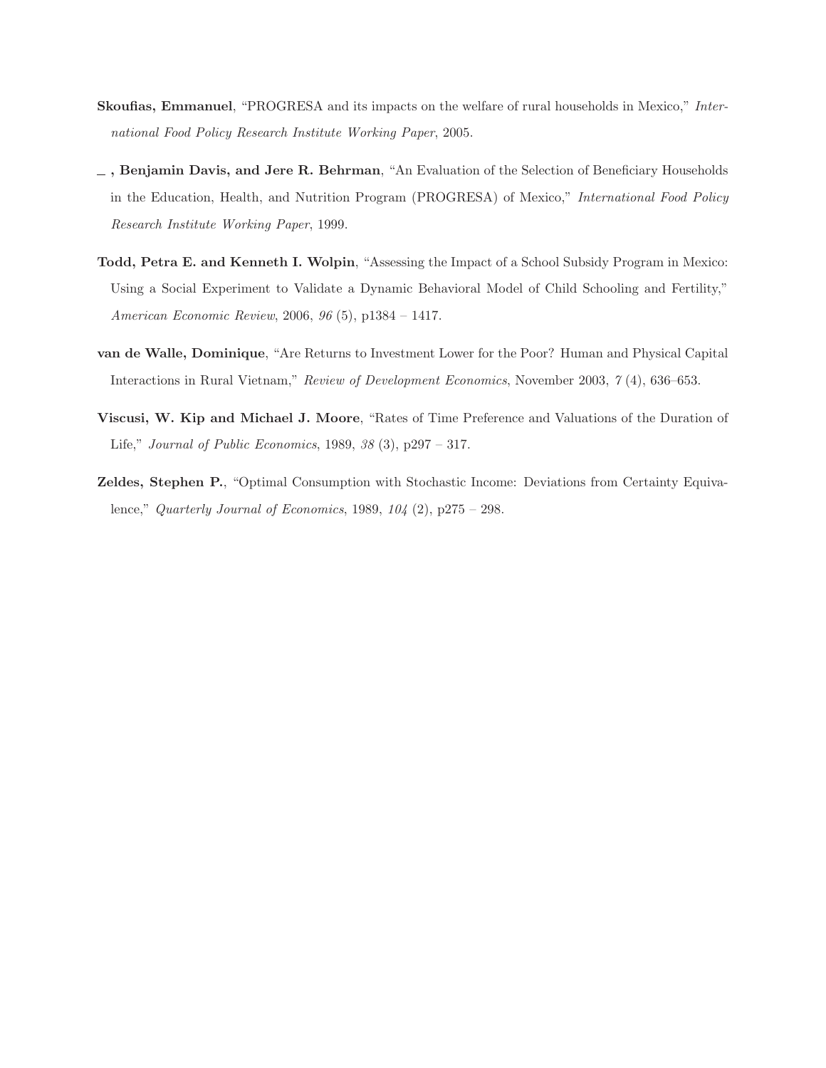**Skoufias, Emmanuel**, "PROGRESA and its impacts on the welfare of rural households in Mexico," *International Food Policy Research Institute Working Paper*, 2005.

**_ , Benjamin Davis, and Jere R. Behrman**, "An Evaluation of the Selection of Beneficiary Households in the Education, Health, and Nutrition Program (PROGRESA) of Mexico," *International Food Policy Research Institute Working Paper*, 1999.

**Todd, Petra E. and Kenneth I. Wolpin**, "Assessing the Impact of a School Subsidy Program in Mexico: Using a Social Experiment to Validate a Dynamic Behavioral Model of Child Schooling and Fertility," *American Economic Review*, 2006, *96* (5), p1384 – 1417.

**van de Walle, Dominique**, "Are Returns to Investment Lower for the Poor? Human and Physical Capital Interactions in Rural Vietnam," *Review of Development Economics*, November 2003, *7* (4), 636–653.

**Viscusi, W. Kip and Michael J. Moore**, "Rates of Time Preference and Valuations of the Duration of Life," *Journal of Public Economics*, 1989, *38* (3), p297 – 317.

**Zeldes, Stephen P.**, "Optimal Consumption with Stochastic Income: Deviations from Certainty Equivalence," *Quarterly Journal of Economics*, 1989, *104* (2), p275 – 298.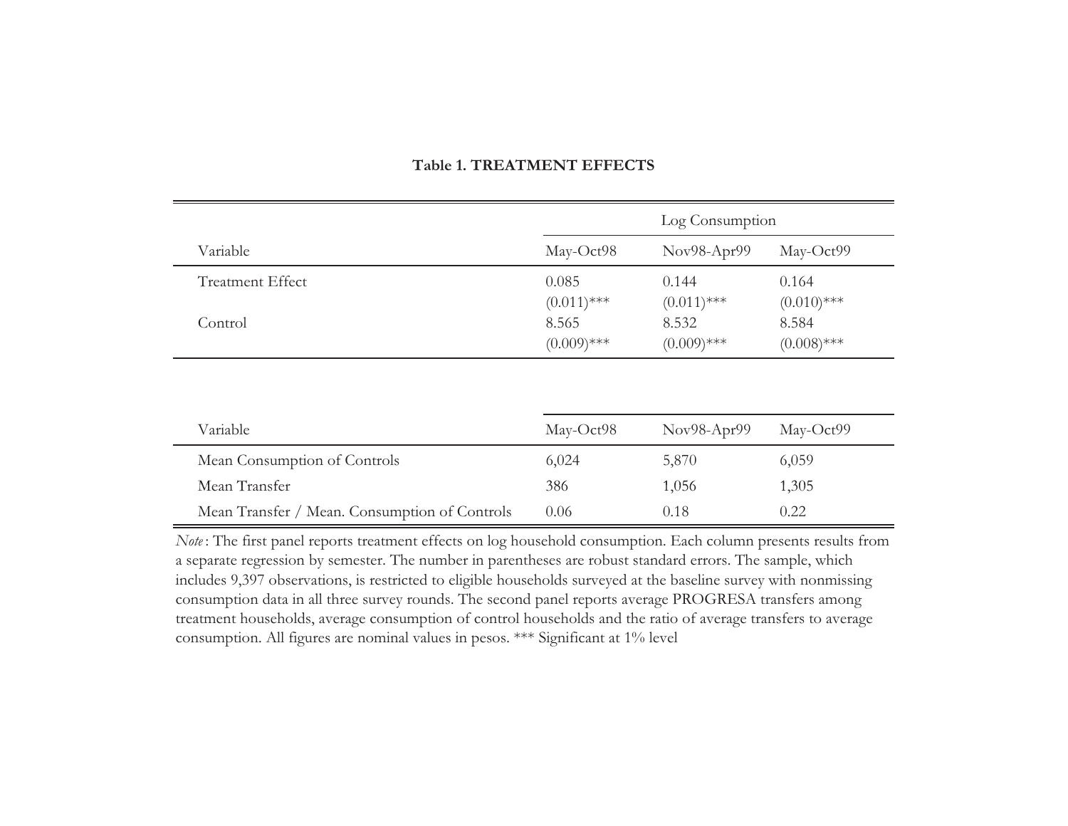**Table 1. TREATMENT EFFECTS**

| | Log Consumption | | |
|---|---|---|---|
| Variable | May-Oct98 | Nov98-Apr99 | May-Oct99 |
| Treatment Effect | 0.085 | 0.144 | 0.164 |
| | (0.011)*** | (0.011)*** | (0.010)*** |
| Control | 8.565 | 8.532 | 8.584 |
| | (0.009)*** | (0.009)*** | (0.008)*** |

| Variable | May-Oct98 | Nov98-Apr99 | May-Oct99 |
|---|---|---|---|
| Mean Consumption of Controls | 6,024 | 5,870 | 6,059 |
| Mean Transfer | 386 | 1,056 | 1,305 |
| Mean Transfer / Mean. Consumption of Controls | 0.06 | 0.18 | 0.22 |

*Note*: The first panel reports treatment effects on log household consumption. Each column presents results from a separate regression by semester. The number in parentheses are robust standard errors. The sample, which includes 9,397 observations, is restricted to eligible households surveyed at the baseline survey with nonmissing consumption data in all three survey rounds. The second panel reports average PROGRESA transfers among treatment households, average consumption of control households and the ratio of average transfers to average consumption. All figures are nominal values in pesos. *** Significant at 1% level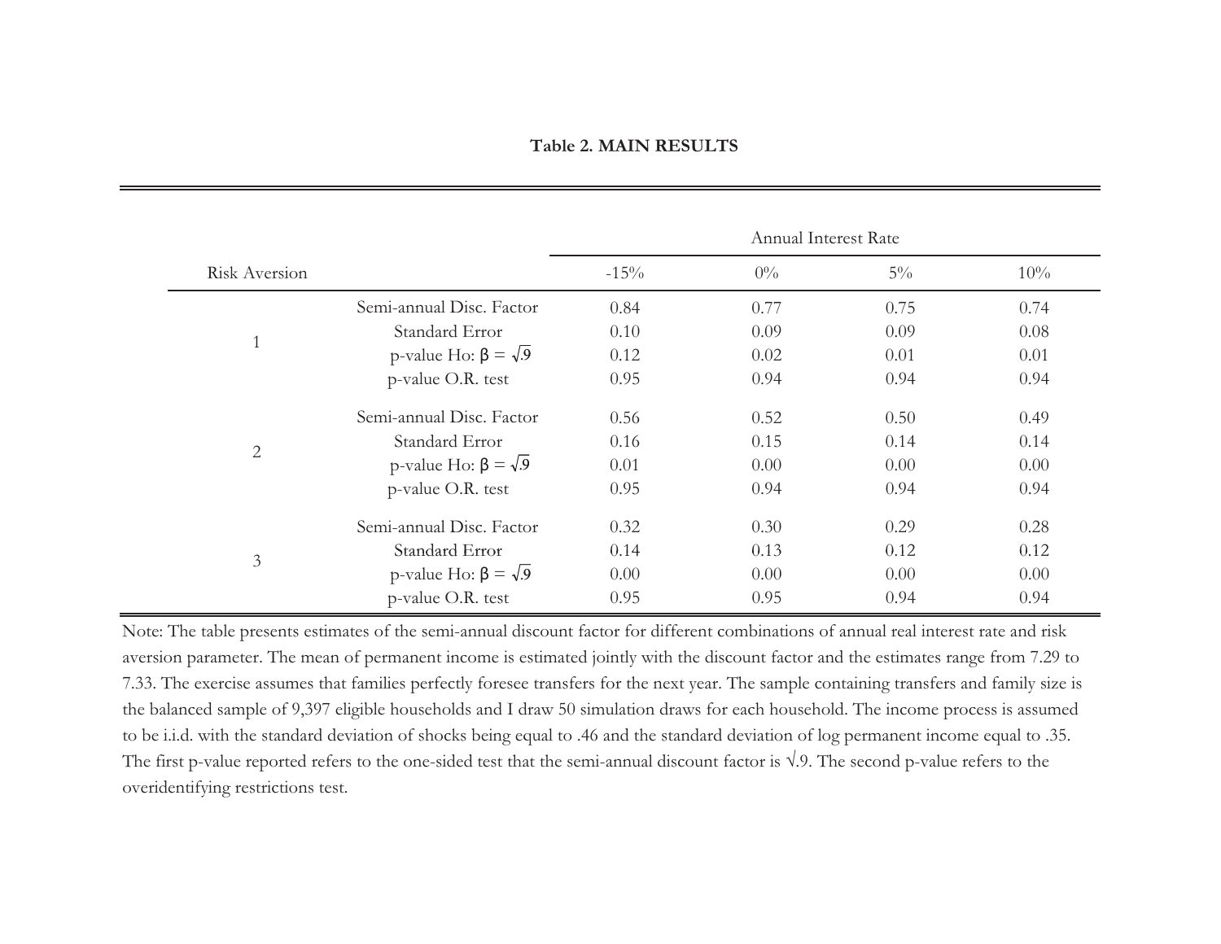**Table 2. MAIN RESULTS**

| Risk Aversion | | Annual Interest Rate | | | |
|---|---|---|---|---|---|
| | | -15% | 0% | 5% | 10% |
| 1 | Semi-annual Disc. Factor | 0.84 | 0.77 | 0.75 | 0.74 |
| | Standard Error | 0.10 | 0.09 | 0.09 | 0.08 |
| | p-value Ho: $\beta = \sqrt{.9}$ | 0.12 | 0.02 | 0.01 | 0.01 |
| | p-value O.R. test | 0.95 | 0.94 | 0.94 | 0.94 |
| 2 | Semi-annual Disc. Factor | 0.56 | 0.52 | 0.50 | 0.49 |
| | Standard Error | 0.16 | 0.15 | 0.14 | 0.14 |
| | p-value Ho: $\beta = \sqrt{.9}$ | 0.01 | 0.00 | 0.00 | 0.00 |
| | p-value O.R. test | 0.95 | 0.94 | 0.94 | 0.94 |
| 3 | Semi-annual Disc. Factor | 0.32 | 0.30 | 0.29 | 0.28 |
| | Standard Error | 0.14 | 0.13 | 0.12 | 0.12 |
| | p-value Ho: $\beta = \sqrt{.9}$ | 0.00 | 0.00 | 0.00 | 0.00 |
| | p-value O.R. test | 0.95 | 0.95 | 0.94 | 0.94 |

Note: The table presents estimates of the semi-annual discount factor for different combinations of annual real interest rate and risk aversion parameter. The mean of permanent income is estimated jointly with the discount factor and the estimates range from 7.29 to 7.33. The exercise assumes that families perfectly foresee transfers for the next year. The sample containing transfers and family size is the balanced sample of 9,397 eligible households and I draw 50 simulation draws for each household. The income process is assumed to be i.i.d. with the standard deviation of shocks being equal to .46 and the standard deviation of log permanent income equal to .35. The first p-value reported refers to the one-sided test that the semi-annual discount factor is $\sqrt{.9}$. The second p-value refers to the overidentifying restrictions test.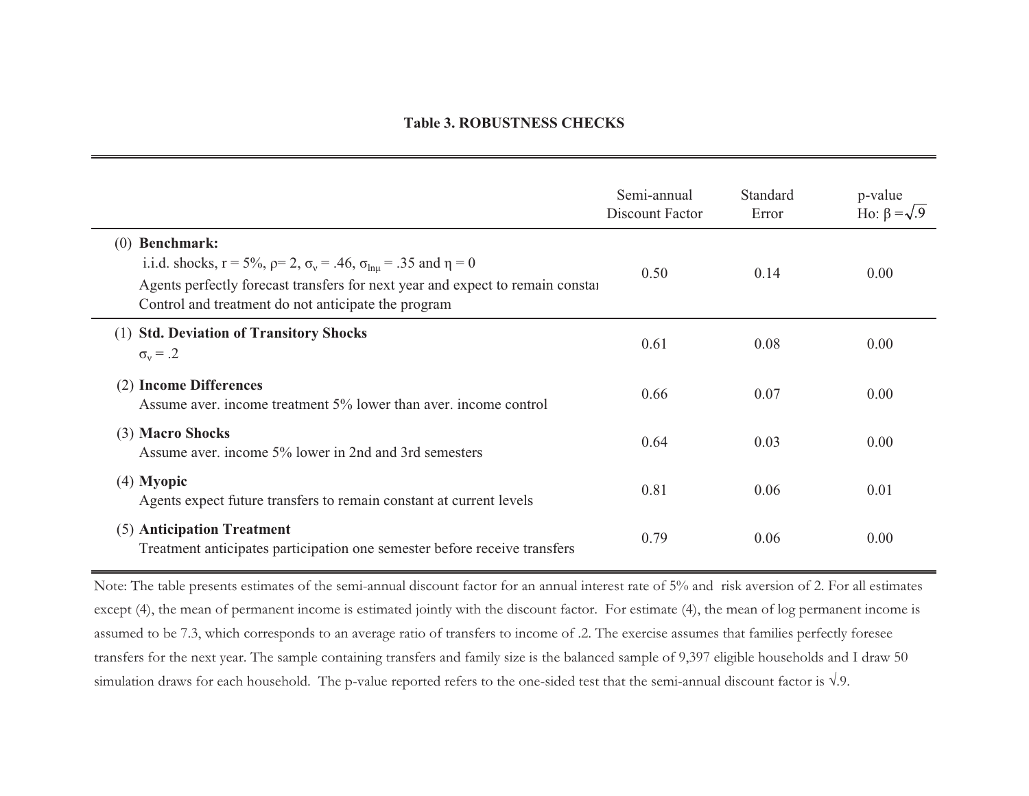**Table 3. ROBUSTNESS CHECKS**

| | Semi-annual Discount Factor | Standard Error | p-value Ho: $\beta = \sqrt{.9}$ |
|---|---|---|---|
| (0) **Benchmark:** i.i.d. shocks, r = 5%, $\rho$= 2, $\sigma_v$ = .46, $\sigma_{ln\mu}$ = .35 and $\eta$ = 0. Agents perfectly forecast transfers for next year and expect to remain constai. Control and treatment do not anticipate the program | 0.50 | 0.14 | 0.00 |
| (1) **Std. Deviation of Transitory Shocks** $\sigma_v$ = .2 | 0.61 | 0.08 | 0.00 |
| (2) **Income Differences** Assume aver. income treatment 5% lower than aver. income control | 0.66 | 0.07 | 0.00 |
| (3) **Macro Shocks** Assume aver. income 5% lower in 2nd and 3rd semesters | 0.64 | 0.03 | 0.00 |
| (4) **Myopic** Agents expect future transfers to remain constant at current levels | 0.81 | 0.06 | 0.01 |
| (5) **Anticipation Treatment** Treatment anticipates participation one semester before receive transfers | 0.79 | 0.06 | 0.00 |

Note: The table presents estimates of the semi-annual discount factor for an annual interest rate of 5% and risk aversion of 2. For all estimates except (4), the mean of permanent income is estimated jointly with the discount factor. For estimate (4), the mean of log permanent income is assumed to be 7.3, which corresponds to an average ratio of transfers to income of .2. The exercise assumes that families perfectly foresee transfers for the next year. The sample containing transfers and family size is the balanced sample of 9,397 eligible households and I draw 50 simulation draws for each household. The p-value reported refers to the one-sided test that the semi-annual discount factor is $\sqrt{.9}$.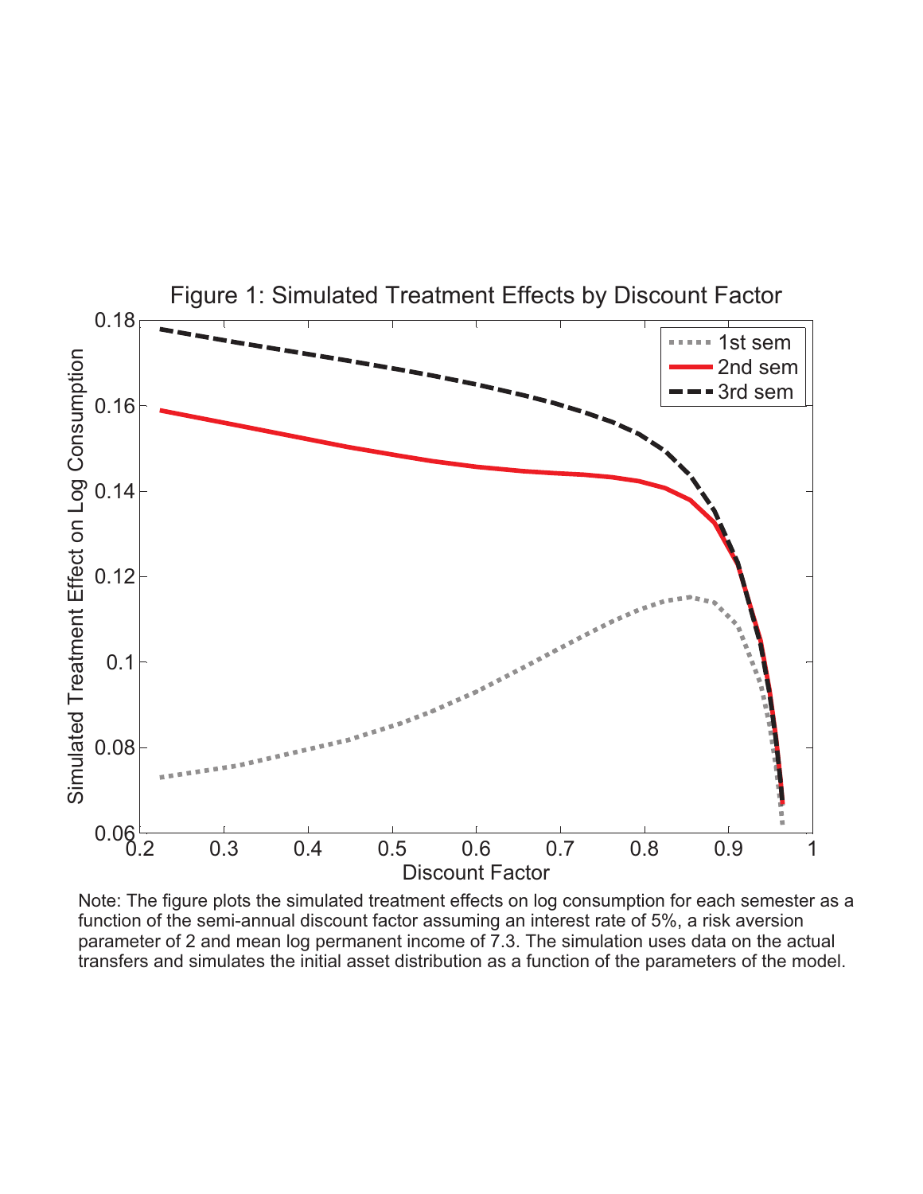Figure 1: Simulated Treatment Effects by Discount Factor

Note: The figure plots the simulated treatment effects on log consumption for each semester as a function of the semi-annual discount factor assuming an interest rate of 5%, a risk aversion parameter of 2 and mean log permanent income of 7.3. The simulation uses data on the actual transfers and simulates the initial asset distribution as a function of the parameters of the model.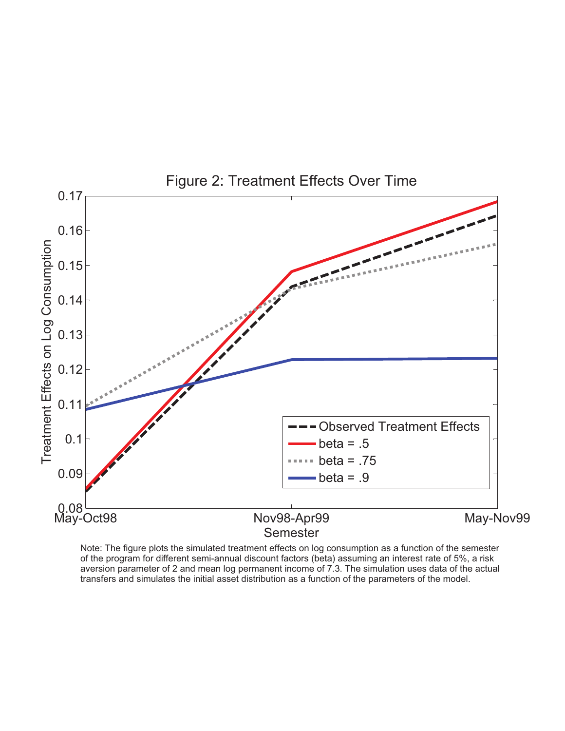Figure 2: Treatment Effects Over Time

Note: The figure plots the simulated treatment effects on log consumption as a function of the semester of the program for different semi-annual discount factors (beta) assuming an interest rate of 5%, a risk aversion parameter of 2 and mean log permanent income of 7.3. The simulation uses data of the actual transfers and simulates the initial asset distribution as a function of the parameters of the model.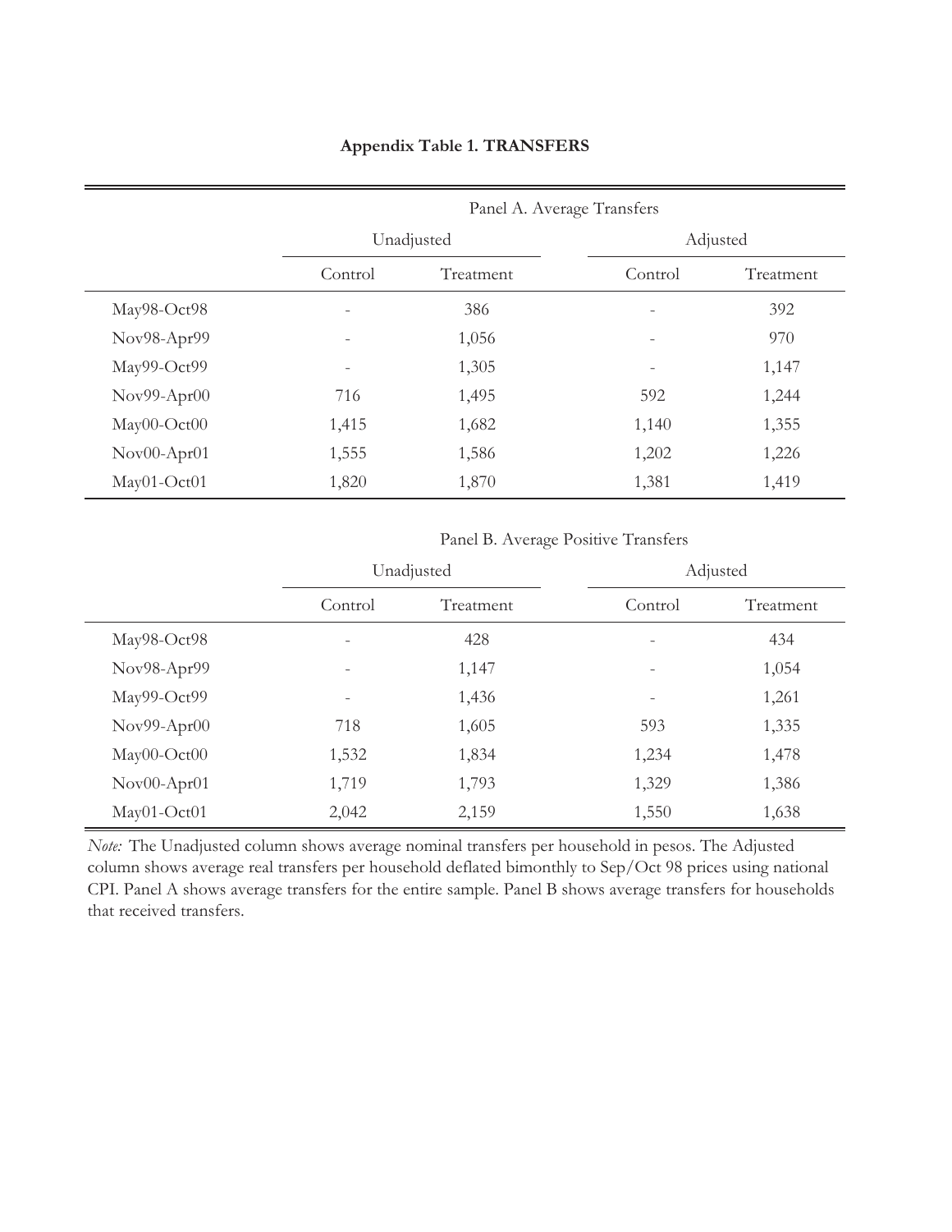**Appendix Table 1. TRANSFERS**

| | Panel A. Average Transfers | | | |
|---|---|---|---|---|
| | Unadjusted | | Adjusted | |
| | Control | Treatment | Control | Treatment |
| May98-Oct98 | - | 386 | - | 392 |
| Nov98-Apr99 | - | 1,056 | - | 970 |
| May99-Oct99 | - | 1,305 | - | 1,147 |
| Nov99-Apr00 | 716 | 1,495 | 592 | 1,244 |
| May00-Oct00 | 1,415 | 1,682 | 1,140 | 1,355 |
| Nov00-Apr01 | 1,555 | 1,586 | 1,202 | 1,226 |
| May01-Oct01 | 1,820 | 1,870 | 1,381 | 1,419 |

| | Panel B. Average Positive Transfers | | | |
|---|---|---|---|---|
| | Unadjusted | | Adjusted | |
| | Control | Treatment | Control | Treatment |
| May98-Oct98 | - | 428 | - | 434 |
| Nov98-Apr99 | - | 1,147 | - | 1,054 |
| May99-Oct99 | - | 1,436 | - | 1,261 |
| Nov99-Apr00 | 718 | 1,605 | 593 | 1,335 |
| May00-Oct00 | 1,532 | 1,834 | 1,234 | 1,478 |
| Nov00-Apr01 | 1,719 | 1,793 | 1,329 | 1,386 |
| May01-Oct01 | 2,042 | 2,159 | 1,550 | 1,638 |

*Note:* The Unadjusted column shows average nominal transfers per household in pesos. The Adjusted column shows average real transfers per household deflated bimonthly to Sep/Oct 98 prices using national CPI. Panel A shows average transfers for the entire sample. Panel B shows average transfers for households that received transfers.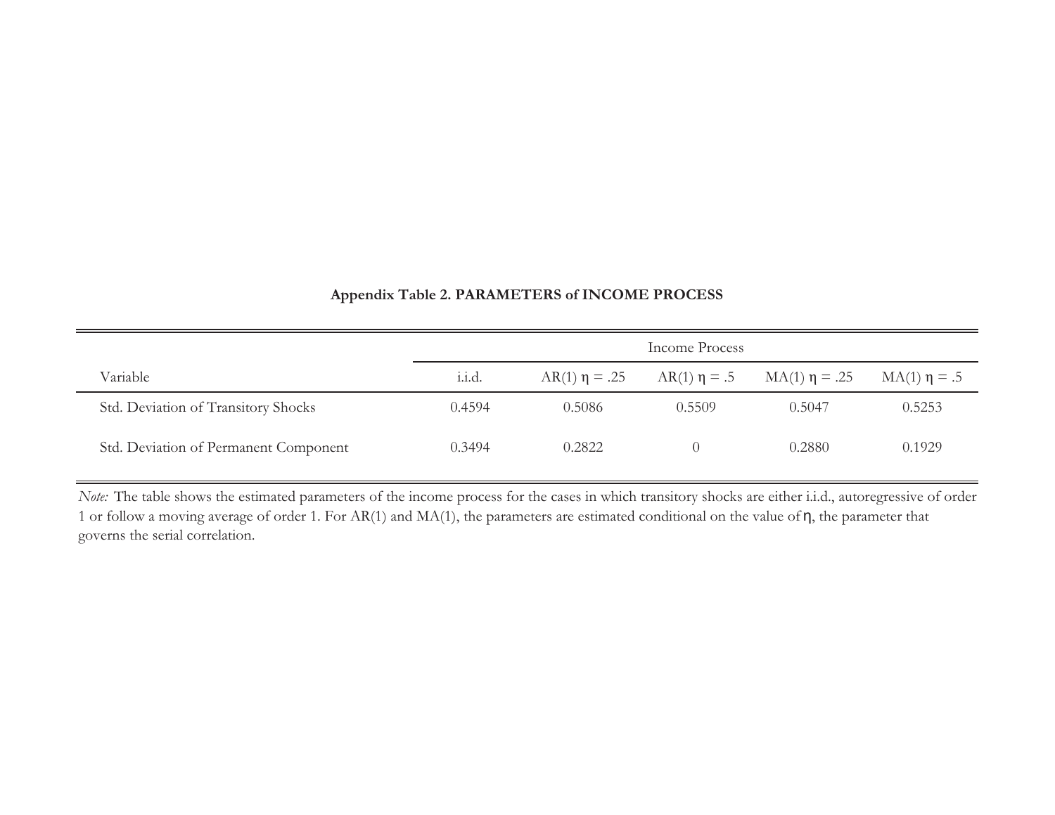**Appendix Table 2. PARAMETERS of INCOME PROCESS**

| | Income Process | | | | |
|---|---|---|---|---|---|
| Variable | i.i.d. | AR(1) $\eta$ = .25 | AR(1) $\eta$ = .5 | MA(1) $\eta$ = .25 | MA(1) $\eta$ = .5 |
| Std. Deviation of Transitory Shocks | 0.4594 | 0.5086 | 0.5509 | 0.5047 | 0.5253 |
| Std. Deviation of Permanent Component | 0.3494 | 0.2822 | 0 | 0.2880 | 0.1929 |

*Note:* The table shows the estimated parameters of the income process for the cases in which transitory shocks are either i.i.d., autoregressive of order 1 or follow a moving average of order 1. For AR(1) and MA(1), the parameters are estimated conditional on the value of $\eta$, the parameter that governs the serial correlation.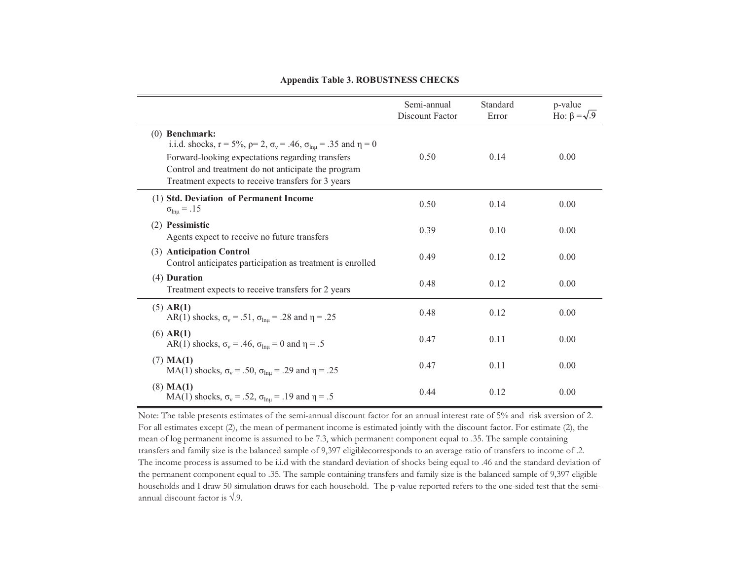**Appendix Table 3. ROBUSTNESS CHECKS**

| | Semi-annual Discount Factor | Standard Error | p-value Ho: $\beta = \sqrt{.9}$ |
|---|---|---|---|
| (0) **Benchmark:** i.i.d. shocks, r = 5%, $\rho$= 2, $\sigma_v$ = .46, $\sigma_{\ln\mu}$ = .35 and $\eta$ = 0; Forward-looking expectations regarding transfers; Control and treatment do not anticipate the program; Treatment expects to receive transfers for 3 years | 0.50 | 0.14 | 0.00 |
| (1) **Std. Deviation of Permanent Income** $\sigma_{\ln\mu}$ = .15 | 0.50 | 0.14 | 0.00 |
| (2) **Pessimistic** Agents expect to receive no future transfers | 0.39 | 0.10 | 0.00 |
| (3) **Anticipation Control** Control anticipates participation as treatment is enrolled | 0.49 | 0.12 | 0.00 |
| (4) **Duration** Treatment expects to receive transfers for 2 years | 0.48 | 0.12 | 0.00 |
| (5) **AR(1)** AR(1) shocks, $\sigma_v$ = .51, $\sigma_{\ln\mu}$ = .28 and $\eta$ = .25 | 0.48 | 0.12 | 0.00 |
| (6) **AR(1)** AR(1) shocks, $\sigma_v$ = .46, $\sigma_{\ln\mu}$ = 0 and $\eta$ = .5 | 0.47 | 0.11 | 0.00 |
| (7) **MA(1)** MA(1) shocks, $\sigma_v$ = .50, $\sigma_{\ln\mu}$ = .29 and $\eta$ = .25 | 0.47 | 0.11 | 0.00 |
| (8) **MA(1)** MA(1) shocks, $\sigma_v$ = .52, $\sigma_{\ln\mu}$ = .19 and $\eta$ = .5 | 0.44 | 0.12 | 0.00 |

Note: The table presents estimates of the semi-annual discount factor for an annual interest rate of 5% and risk aversion of 2. For all estimates except (2), the mean of permanent income is estimated jointly with the discount factor. For estimate (2), the mean of log permanent income is assumed to be 7.3, which permanent component equal to .35. The sample containing transfers and family size is the balanced sample of 9,397 eligiblecorresponds to an average ratio of transfers to income of .2. The income process is assumed to be i.i.d with the standard deviation of shocks being equal to .46 and the standard deviation of the permanent component equal to .35. The sample containing transfers and family size is the balanced sample of 9,397 eligible households and I draw 50 simulation draws for each household. The p-value reported refers to the one-sided test that the semi-annual discount factor is $\sqrt{.9}$.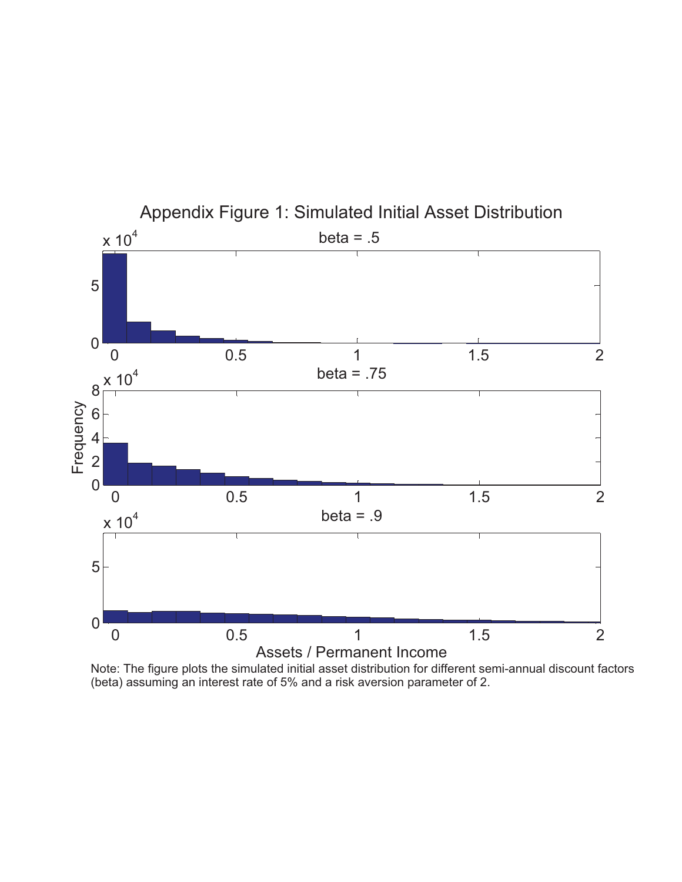Appendix Figure 1: Simulated Initial Asset Distribution

beta = .5

x $10^4$

5

0

0 0.5 1 1.5 2

beta = .75

x $10^4$

8

6

4

2

0

0 0.5 1 1.5 2

Frequency

beta = .9

x $10^4$

5

0

0 0.5 1 1.5 2

Assets / Permanent Income

Note: The figure plots the simulated initial asset distribution for different semi-annual discount factors (beta) assuming an interest rate of 5% and a risk aversion parameter of 2.